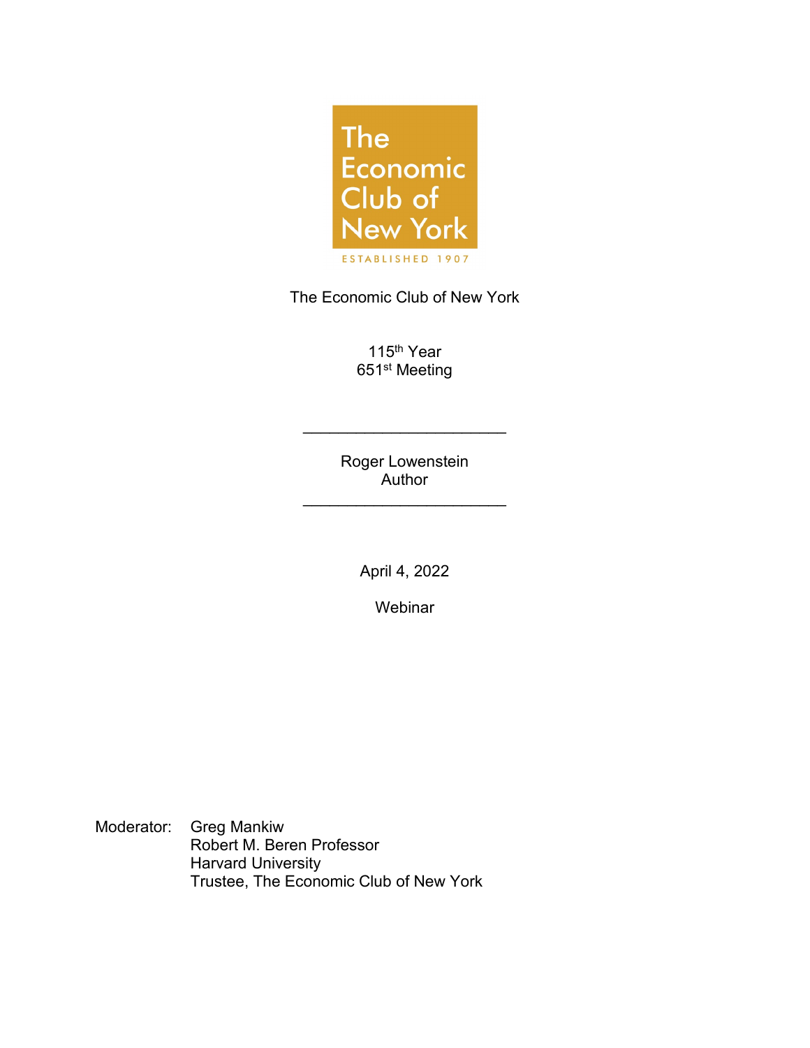The Economic Club of New York

ESTABLISHED 1907

The Economic Club of New York

115th Year
651st Meeting

---

Roger Lowenstein
Author

---

April 4, 2022

Webinar

Moderator: Greg Mankiw
Robert M. Beren Professor
Harvard University
Trustee, The Economic Club of New York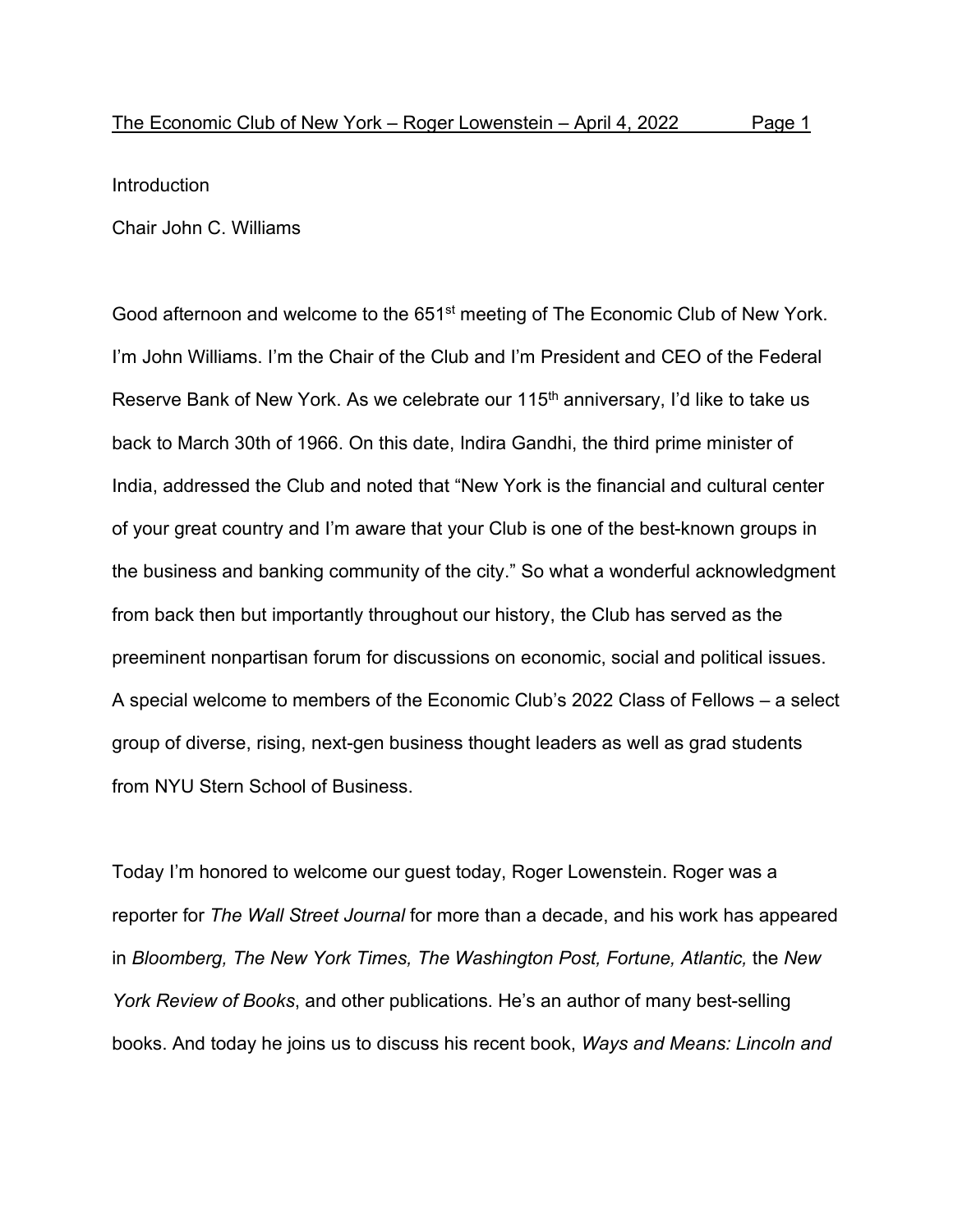Introduction

Chair John C. Williams

Good afternoon and welcome to the 651st meeting of The Economic Club of New York. I'm John Williams. I'm the Chair of the Club and I'm President and CEO of the Federal Reserve Bank of New York. As we celebrate our 115th anniversary, I'd like to take us back to March 30th of 1966. On this date, Indira Gandhi, the third prime minister of India, addressed the Club and noted that "New York is the financial and cultural center of your great country and I'm aware that your Club is one of the best-known groups in the business and banking community of the city." So what a wonderful acknowledgment from back then but importantly throughout our history, the Club has served as the preeminent nonpartisan forum for discussions on economic, social and political issues. A special welcome to members of the Economic Club's 2022 Class of Fellows – a select group of diverse, rising, next-gen business thought leaders as well as grad students from NYU Stern School of Business.

Today I'm honored to welcome our guest today, Roger Lowenstein. Roger was a reporter for *The Wall Street Journal* for more than a decade, and his work has appeared in *Bloomberg, The New York Times, The Washington Post, Fortune, Atlantic,* the *New York Review of Books*, and other publications. He's an author of many best-selling books. And today he joins us to discuss his recent book, *Ways and Means: Lincoln and*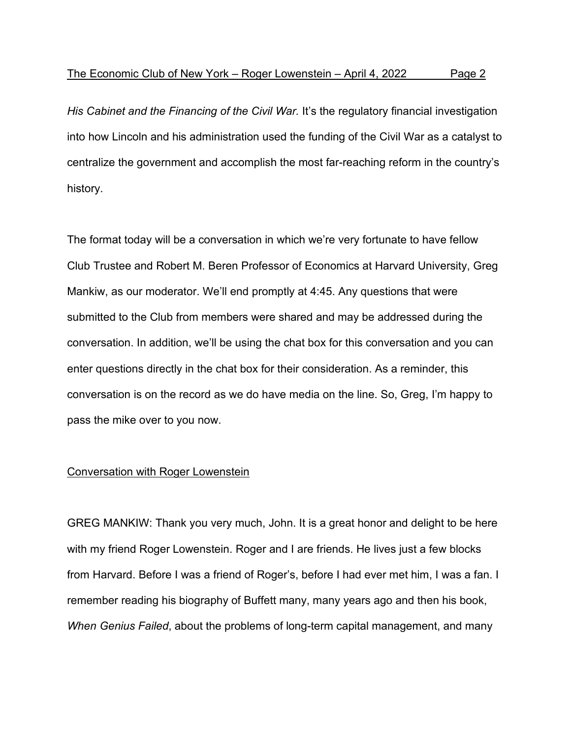*His Cabinet and the Financing of the Civil War.* It's the regulatory financial investigation into how Lincoln and his administration used the funding of the Civil War as a catalyst to centralize the government and accomplish the most far-reaching reform in the country's history.

The format today will be a conversation in which we're very fortunate to have fellow Club Trustee and Robert M. Beren Professor of Economics at Harvard University, Greg Mankiw, as our moderator. We'll end promptly at 4:45. Any questions that were submitted to the Club from members were shared and may be addressed during the conversation. In addition, we'll be using the chat box for this conversation and you can enter questions directly in the chat box for their consideration. As a reminder, this conversation is on the record as we do have media on the line. So, Greg, I'm happy to pass the mike over to you now.

## Conversation with Roger Lowenstein

GREG MANKIW: Thank you very much, John. It is a great honor and delight to be here with my friend Roger Lowenstein. Roger and I are friends. He lives just a few blocks from Harvard. Before I was a friend of Roger's, before I had ever met him, I was a fan. I remember reading his biography of Buffett many, many years ago and then his book, *When Genius Failed*, about the problems of long-term capital management, and many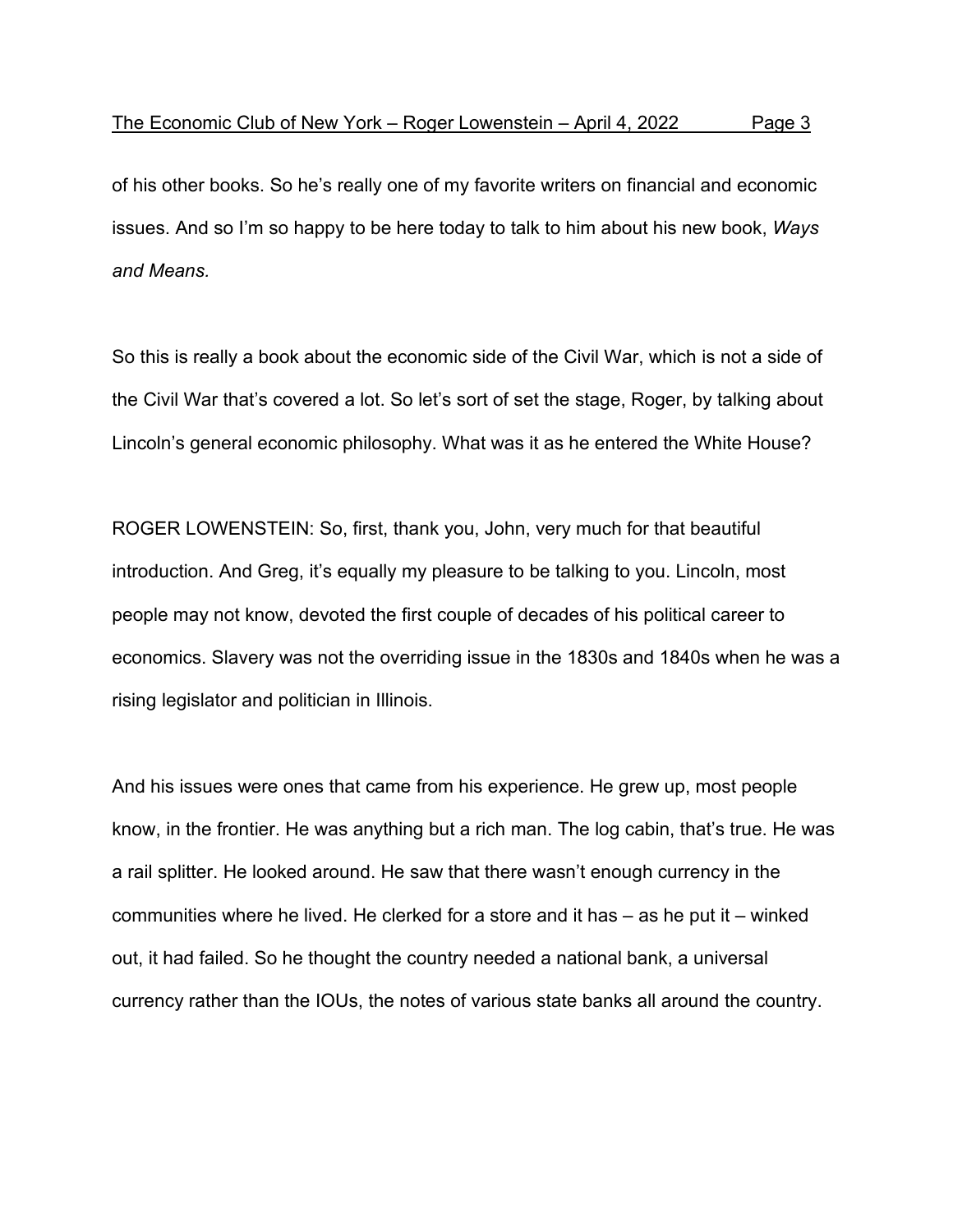of his other books. So he's really one of my favorite writers on financial and economic issues. And so I'm so happy to be here today to talk to him about his new book, *Ways and Means.*

So this is really a book about the economic side of the Civil War, which is not a side of the Civil War that's covered a lot. So let's sort of set the stage, Roger, by talking about Lincoln's general economic philosophy. What was it as he entered the White House?

ROGER LOWENSTEIN: So, first, thank you, John, very much for that beautiful introduction. And Greg, it's equally my pleasure to be talking to you. Lincoln, most people may not know, devoted the first couple of decades of his political career to economics. Slavery was not the overriding issue in the 1830s and 1840s when he was a rising legislator and politician in Illinois.

And his issues were ones that came from his experience. He grew up, most people know, in the frontier. He was anything but a rich man. The log cabin, that's true. He was a rail splitter. He looked around. He saw that there wasn't enough currency in the communities where he lived. He clerked for a store and it has – as he put it – winked out, it had failed. So he thought the country needed a national bank, a universal currency rather than the IOUs, the notes of various state banks all around the country.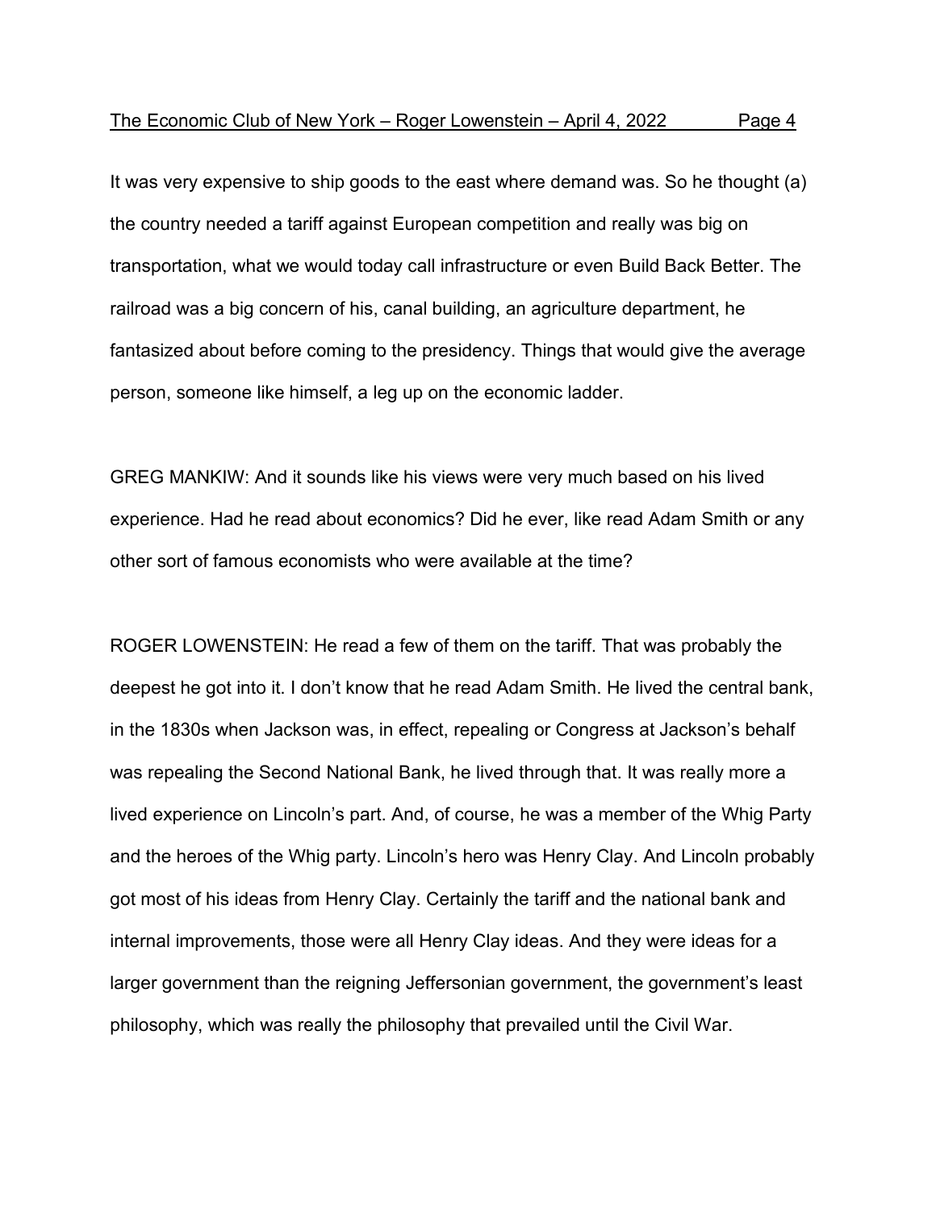It was very expensive to ship goods to the east where demand was. So he thought (a) the country needed a tariff against European competition and really was big on transportation, what we would today call infrastructure or even Build Back Better. The railroad was a big concern of his, canal building, an agriculture department, he fantasized about before coming to the presidency. Things that would give the average person, someone like himself, a leg up on the economic ladder.

GREG MANKIW: And it sounds like his views were very much based on his lived experience. Had he read about economics? Did he ever, like read Adam Smith or any other sort of famous economists who were available at the time?

ROGER LOWENSTEIN: He read a few of them on the tariff. That was probably the deepest he got into it. I don't know that he read Adam Smith. He lived the central bank, in the 1830s when Jackson was, in effect, repealing or Congress at Jackson's behalf was repealing the Second National Bank, he lived through that. It was really more a lived experience on Lincoln's part. And, of course, he was a member of the Whig Party and the heroes of the Whig party. Lincoln's hero was Henry Clay. And Lincoln probably got most of his ideas from Henry Clay. Certainly the tariff and the national bank and internal improvements, those were all Henry Clay ideas. And they were ideas for a larger government than the reigning Jeffersonian government, the government's least philosophy, which was really the philosophy that prevailed until the Civil War.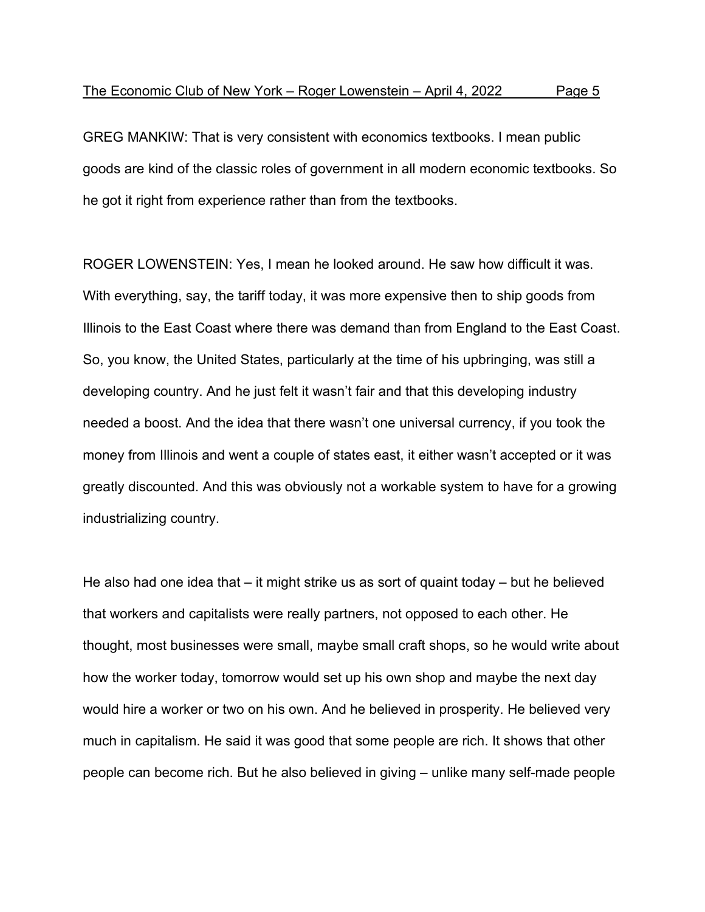GREG MANKIW: That is very consistent with economics textbooks. I mean public goods are kind of the classic roles of government in all modern economic textbooks. So he got it right from experience rather than from the textbooks.

ROGER LOWENSTEIN: Yes, I mean he looked around. He saw how difficult it was. With everything, say, the tariff today, it was more expensive then to ship goods from Illinois to the East Coast where there was demand than from England to the East Coast. So, you know, the United States, particularly at the time of his upbringing, was still a developing country. And he just felt it wasn't fair and that this developing industry needed a boost. And the idea that there wasn't one universal currency, if you took the money from Illinois and went a couple of states east, it either wasn't accepted or it was greatly discounted. And this was obviously not a workable system to have for a growing industrializing country.

He also had one idea that – it might strike us as sort of quaint today – but he believed that workers and capitalists were really partners, not opposed to each other. He thought, most businesses were small, maybe small craft shops, so he would write about how the worker today, tomorrow would set up his own shop and maybe the next day would hire a worker or two on his own. And he believed in prosperity. He believed very much in capitalism. He said it was good that some people are rich. It shows that other people can become rich. But he also believed in giving – unlike many self-made people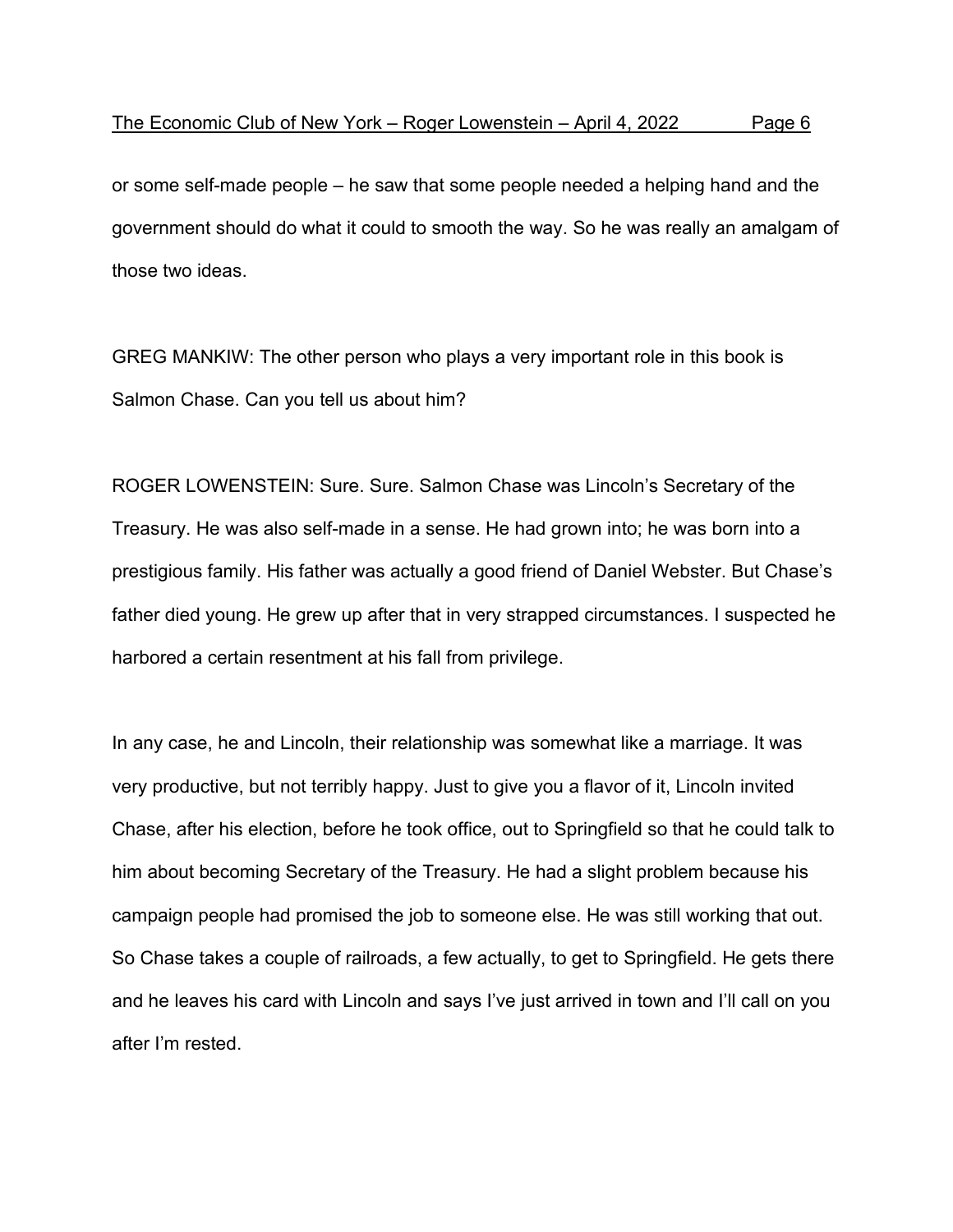or some self-made people – he saw that some people needed a helping hand and the government should do what it could to smooth the way. So he was really an amalgam of those two ideas.

GREG MANKIW: The other person who plays a very important role in this book is Salmon Chase. Can you tell us about him?

ROGER LOWENSTEIN: Sure. Sure. Salmon Chase was Lincoln's Secretary of the Treasury. He was also self-made in a sense. He had grown into; he was born into a prestigious family. His father was actually a good friend of Daniel Webster. But Chase's father died young. He grew up after that in very strapped circumstances. I suspected he harbored a certain resentment at his fall from privilege.

In any case, he and Lincoln, their relationship was somewhat like a marriage. It was very productive, but not terribly happy. Just to give you a flavor of it, Lincoln invited Chase, after his election, before he took office, out to Springfield so that he could talk to him about becoming Secretary of the Treasury. He had a slight problem because his campaign people had promised the job to someone else. He was still working that out. So Chase takes a couple of railroads, a few actually, to get to Springfield. He gets there and he leaves his card with Lincoln and says I've just arrived in town and I'll call on you after I'm rested.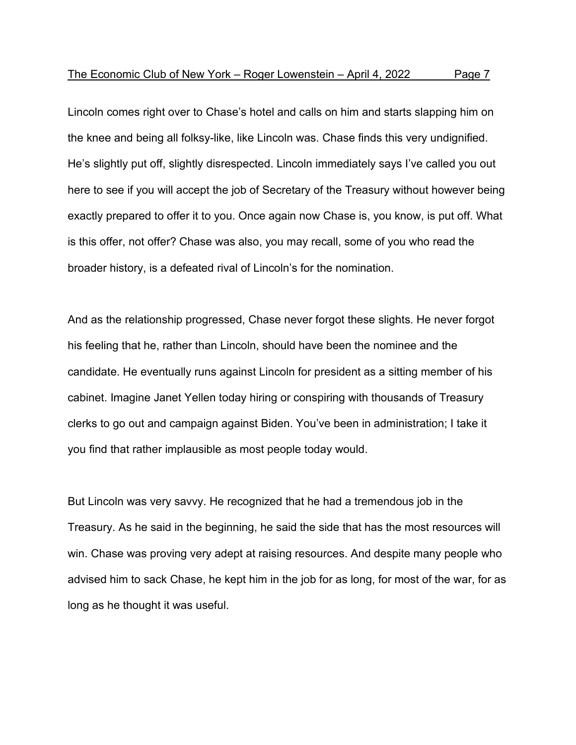Lincoln comes right over to Chase's hotel and calls on him and starts slapping him on the knee and being all folksy-like, like Lincoln was. Chase finds this very undignified. He's slightly put off, slightly disrespected. Lincoln immediately says I've called you out here to see if you will accept the job of Secretary of the Treasury without however being exactly prepared to offer it to you. Once again now Chase is, you know, is put off. What is this offer, not offer? Chase was also, you may recall, some of you who read the broader history, is a defeated rival of Lincoln's for the nomination.

And as the relationship progressed, Chase never forgot these slights. He never forgot his feeling that he, rather than Lincoln, should have been the nominee and the candidate. He eventually runs against Lincoln for president as a sitting member of his cabinet. Imagine Janet Yellen today hiring or conspiring with thousands of Treasury clerks to go out and campaign against Biden. You've been in administration; I take it you find that rather implausible as most people today would.

But Lincoln was very savvy. He recognized that he had a tremendous job in the Treasury. As he said in the beginning, he said the side that has the most resources will win. Chase was proving very adept at raising resources. And despite many people who advised him to sack Chase, he kept him in the job for as long, for most of the war, for as long as he thought it was useful.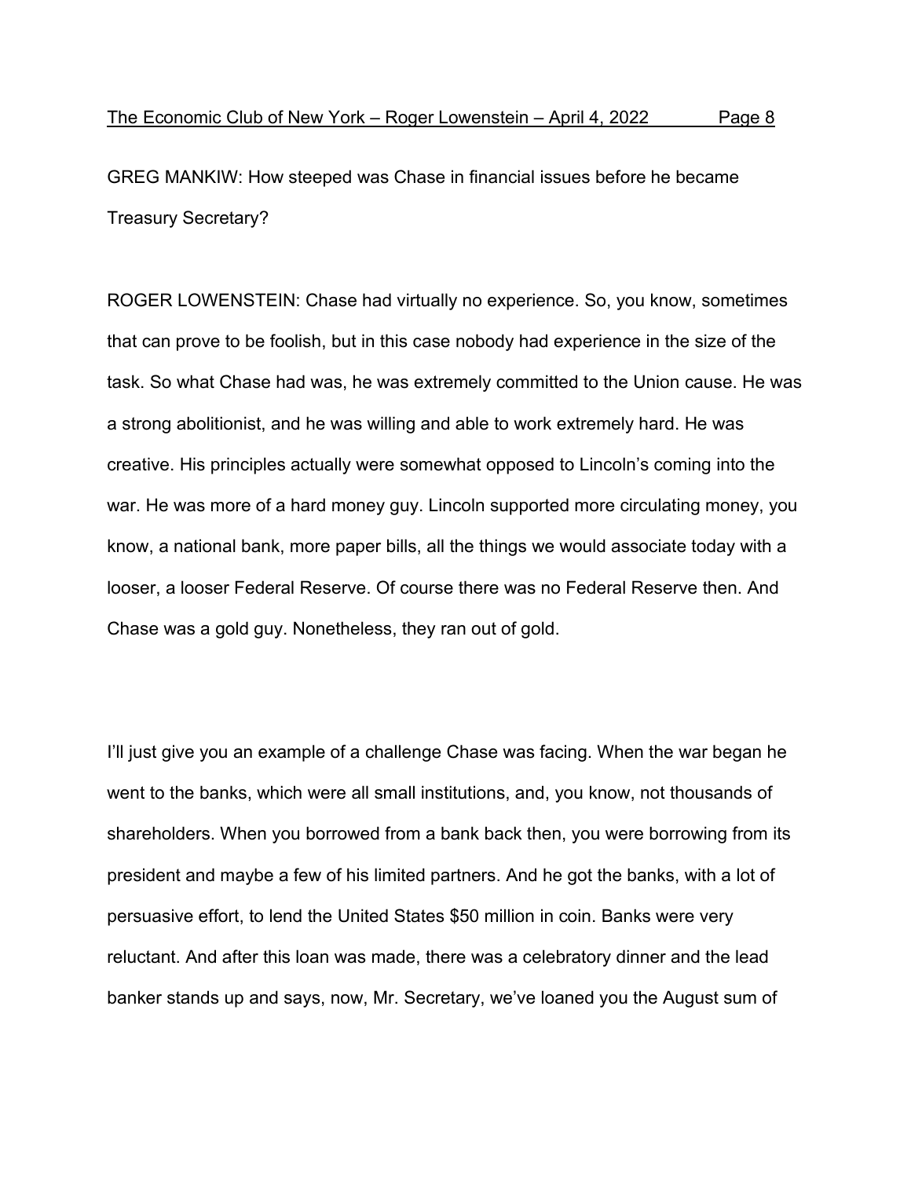GREG MANKIW: How steeped was Chase in financial issues before he became Treasury Secretary?

ROGER LOWENSTEIN: Chase had virtually no experience. So, you know, sometimes that can prove to be foolish, but in this case nobody had experience in the size of the task. So what Chase had was, he was extremely committed to the Union cause. He was a strong abolitionist, and he was willing and able to work extremely hard. He was creative. His principles actually were somewhat opposed to Lincoln's coming into the war. He was more of a hard money guy. Lincoln supported more circulating money, you know, a national bank, more paper bills, all the things we would associate today with a looser, a looser Federal Reserve. Of course there was no Federal Reserve then. And Chase was a gold guy. Nonetheless, they ran out of gold.

I'll just give you an example of a challenge Chase was facing. When the war began he went to the banks, which were all small institutions, and, you know, not thousands of shareholders. When you borrowed from a bank back then, you were borrowing from its president and maybe a few of his limited partners. And he got the banks, with a lot of persuasive effort, to lend the United States $50 million in coin. Banks were very reluctant. And after this loan was made, there was a celebratory dinner and the lead banker stands up and says, now, Mr. Secretary, we've loaned you the August sum of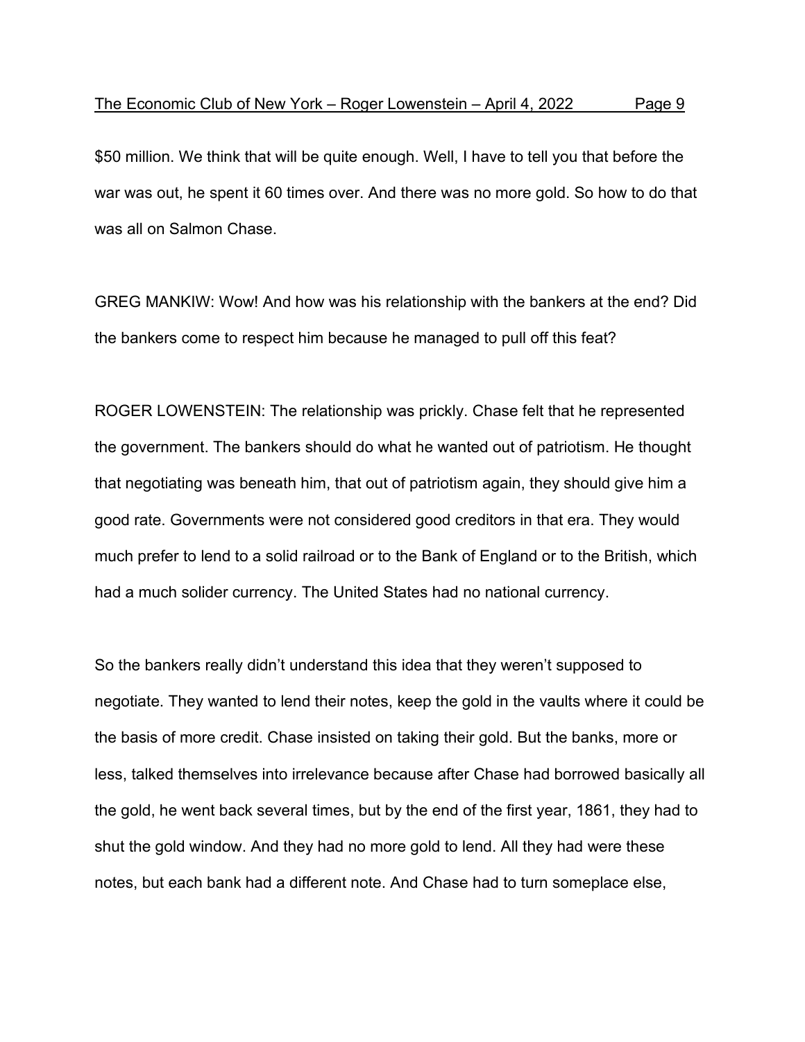$50 million. We think that will be quite enough. Well, I have to tell you that before the war was out, he spent it 60 times over. And there was no more gold. So how to do that was all on Salmon Chase.

GREG MANKIW: Wow! And how was his relationship with the bankers at the end? Did the bankers come to respect him because he managed to pull off this feat?

ROGER LOWENSTEIN: The relationship was prickly. Chase felt that he represented the government. The bankers should do what he wanted out of patriotism. He thought that negotiating was beneath him, that out of patriotism again, they should give him a good rate. Governments were not considered good creditors in that era. They would much prefer to lend to a solid railroad or to the Bank of England or to the British, which had a much solider currency. The United States had no national currency.

So the bankers really didn't understand this idea that they weren't supposed to negotiate. They wanted to lend their notes, keep the gold in the vaults where it could be the basis of more credit. Chase insisted on taking their gold. But the banks, more or less, talked themselves into irrelevance because after Chase had borrowed basically all the gold, he went back several times, but by the end of the first year, 1861, they had to shut the gold window. And they had no more gold to lend. All they had were these notes, but each bank had a different note. And Chase had to turn someplace else,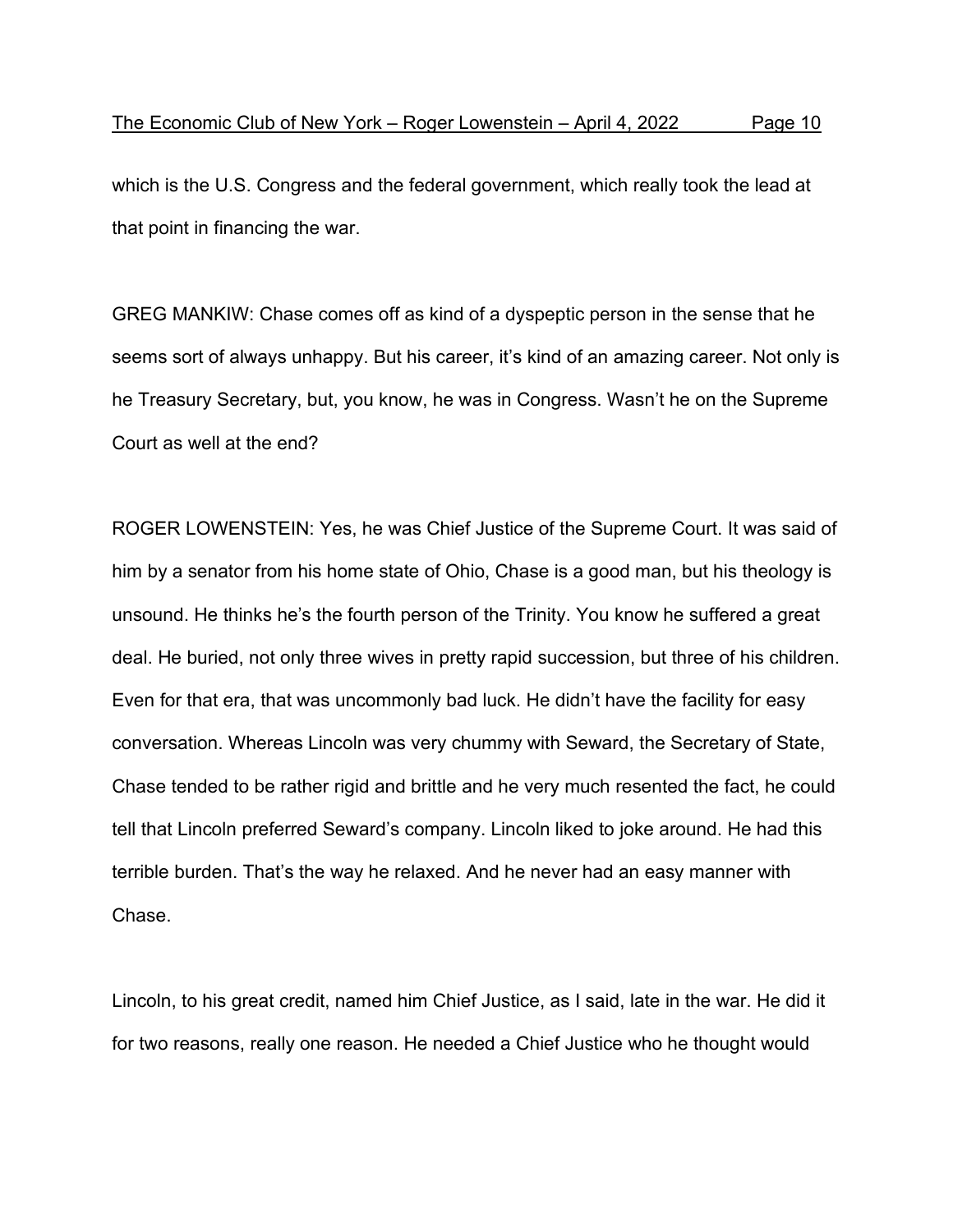which is the U.S. Congress and the federal government, which really took the lead at that point in financing the war.

GREG MANKIW: Chase comes off as kind of a dyspeptic person in the sense that he seems sort of always unhappy. But his career, it's kind of an amazing career. Not only is he Treasury Secretary, but, you know, he was in Congress. Wasn't he on the Supreme Court as well at the end?

ROGER LOWENSTEIN: Yes, he was Chief Justice of the Supreme Court. It was said of him by a senator from his home state of Ohio, Chase is a good man, but his theology is unsound. He thinks he's the fourth person of the Trinity. You know he suffered a great deal. He buried, not only three wives in pretty rapid succession, but three of his children. Even for that era, that was uncommonly bad luck. He didn't have the facility for easy conversation. Whereas Lincoln was very chummy with Seward, the Secretary of State, Chase tended to be rather rigid and brittle and he very much resented the fact, he could tell that Lincoln preferred Seward's company. Lincoln liked to joke around. He had this terrible burden. That's the way he relaxed. And he never had an easy manner with Chase.

Lincoln, to his great credit, named him Chief Justice, as I said, late in the war. He did it for two reasons, really one reason. He needed a Chief Justice who he thought would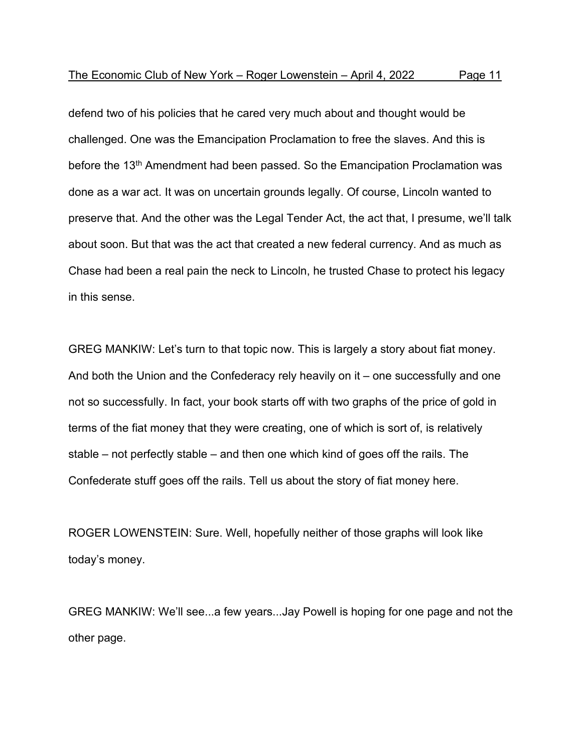defend two of his policies that he cared very much about and thought would be challenged. One was the Emancipation Proclamation to free the slaves. And this is before the 13th Amendment had been passed. So the Emancipation Proclamation was done as a war act. It was on uncertain grounds legally. Of course, Lincoln wanted to preserve that. And the other was the Legal Tender Act, the act that, I presume, we'll talk about soon. But that was the act that created a new federal currency. And as much as Chase had been a real pain the neck to Lincoln, he trusted Chase to protect his legacy in this sense.

GREG MANKIW: Let's turn to that topic now. This is largely a story about fiat money. And both the Union and the Confederacy rely heavily on it – one successfully and one not so successfully. In fact, your book starts off with two graphs of the price of gold in terms of the fiat money that they were creating, one of which is sort of, is relatively stable – not perfectly stable – and then one which kind of goes off the rails. The Confederate stuff goes off the rails. Tell us about the story of fiat money here.

ROGER LOWENSTEIN: Sure. Well, hopefully neither of those graphs will look like today's money.

GREG MANKIW: We'll see...a few years...Jay Powell is hoping for one page and not the other page.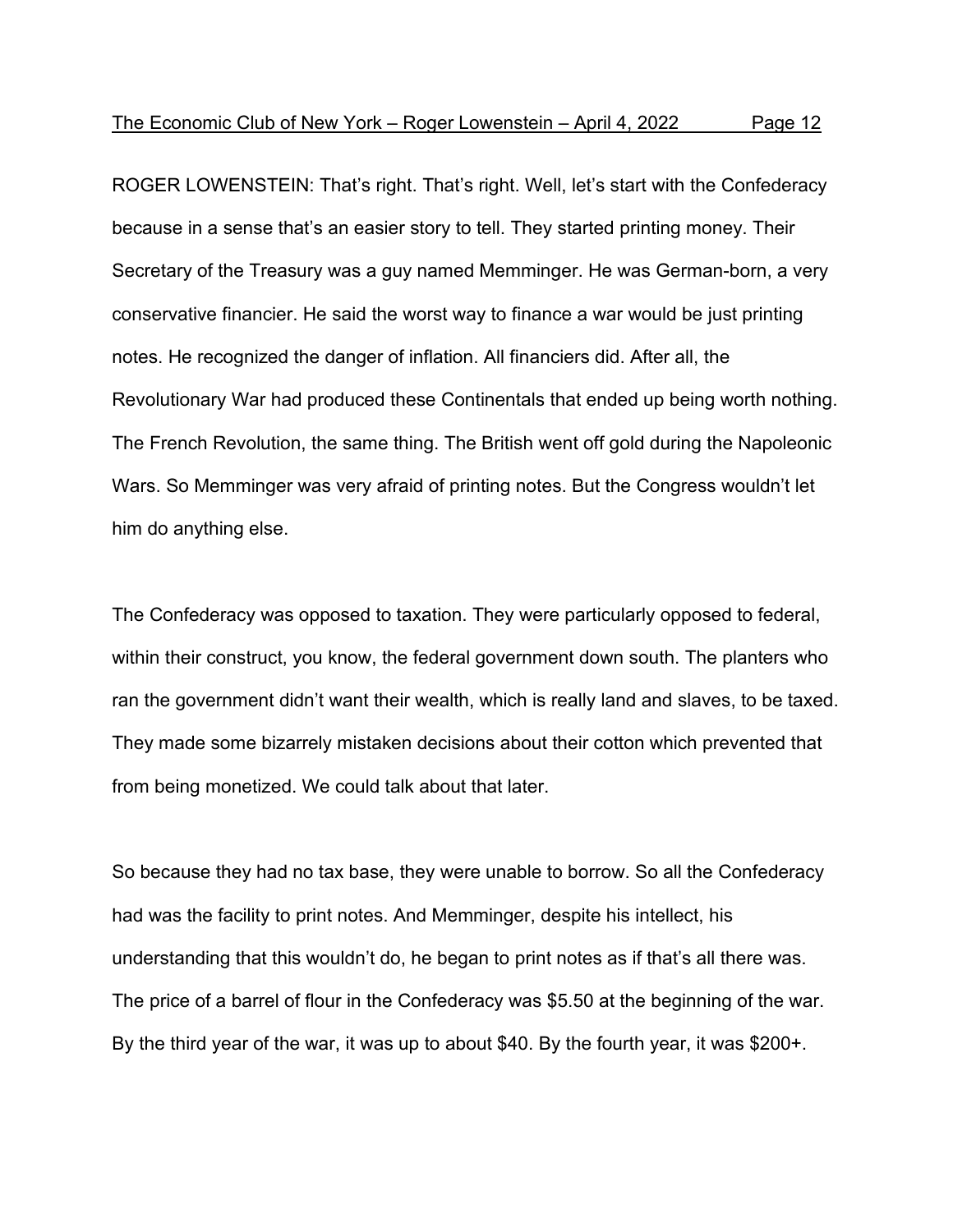ROGER LOWENSTEIN: That's right. That's right. Well, let's start with the Confederacy because in a sense that's an easier story to tell. They started printing money. Their Secretary of the Treasury was a guy named Memminger. He was German-born, a very conservative financier. He said the worst way to finance a war would be just printing notes. He recognized the danger of inflation. All financiers did. After all, the Revolutionary War had produced these Continentals that ended up being worth nothing. The French Revolution, the same thing. The British went off gold during the Napoleonic Wars. So Memminger was very afraid of printing notes. But the Congress wouldn't let him do anything else.

The Confederacy was opposed to taxation. They were particularly opposed to federal, within their construct, you know, the federal government down south. The planters who ran the government didn't want their wealth, which is really land and slaves, to be taxed. They made some bizarrely mistaken decisions about their cotton which prevented that from being monetized. We could talk about that later.

So because they had no tax base, they were unable to borrow. So all the Confederacy had was the facility to print notes. And Memminger, despite his intellect, his understanding that this wouldn't do, he began to print notes as if that's all there was. The price of a barrel of flour in the Confederacy was $5.50 at the beginning of the war. By the third year of the war, it was up to about $40. By the fourth year, it was $200+.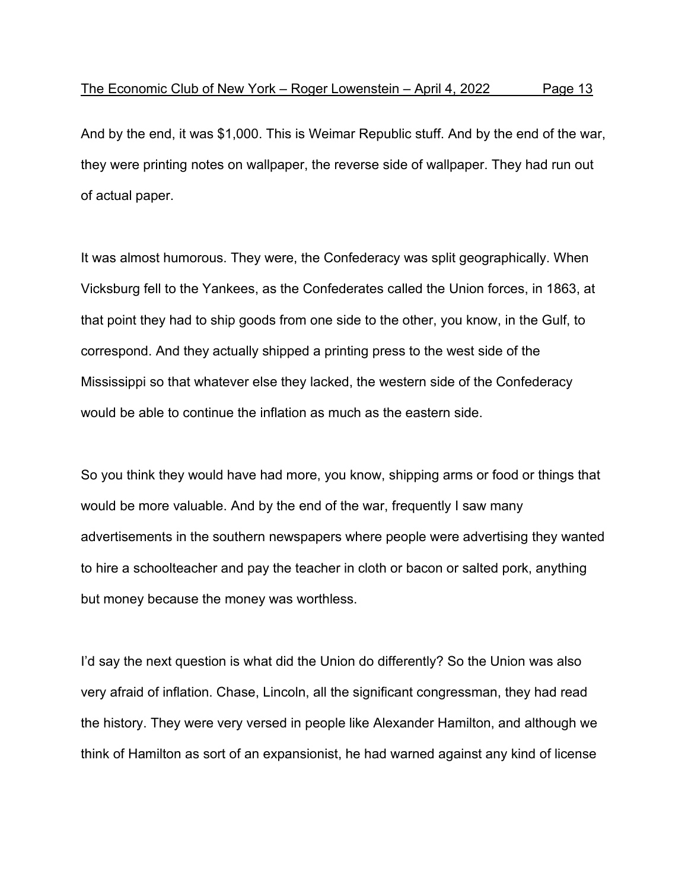And by the end, it was $1,000. This is Weimar Republic stuff. And by the end of the war, they were printing notes on wallpaper, the reverse side of wallpaper. They had run out of actual paper.

It was almost humorous. They were, the Confederacy was split geographically. When Vicksburg fell to the Yankees, as the Confederates called the Union forces, in 1863, at that point they had to ship goods from one side to the other, you know, in the Gulf, to correspond. And they actually shipped a printing press to the west side of the Mississippi so that whatever else they lacked, the western side of the Confederacy would be able to continue the inflation as much as the eastern side.

So you think they would have had more, you know, shipping arms or food or things that would be more valuable. And by the end of the war, frequently I saw many advertisements in the southern newspapers where people were advertising they wanted to hire a schoolteacher and pay the teacher in cloth or bacon or salted pork, anything but money because the money was worthless.

I'd say the next question is what did the Union do differently? So the Union was also very afraid of inflation. Chase, Lincoln, all the significant congressman, they had read the history. They were very versed in people like Alexander Hamilton, and although we think of Hamilton as sort of an expansionist, he had warned against any kind of license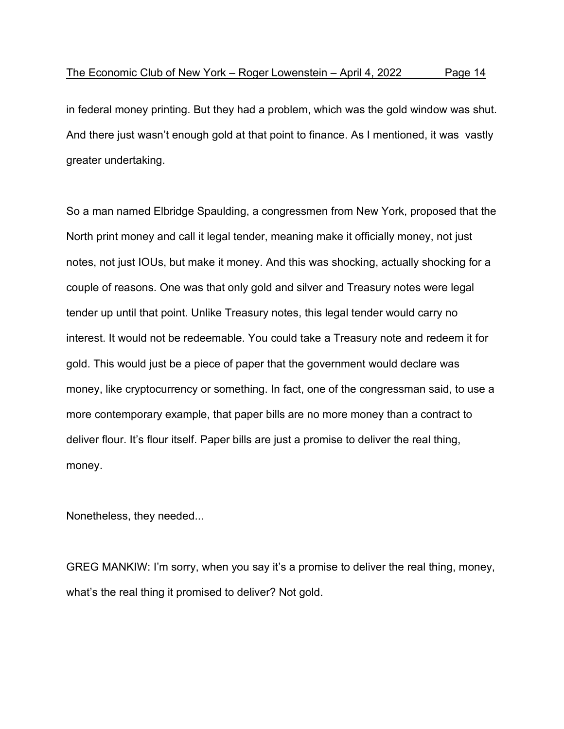in federal money printing. But they had a problem, which was the gold window was shut. And there just wasn't enough gold at that point to finance. As I mentioned, it was vastly greater undertaking.

So a man named Elbridge Spaulding, a congressmen from New York, proposed that the North print money and call it legal tender, meaning make it officially money, not just notes, not just IOUs, but make it money. And this was shocking, actually shocking for a couple of reasons. One was that only gold and silver and Treasury notes were legal tender up until that point. Unlike Treasury notes, this legal tender would carry no interest. It would not be redeemable. You could take a Treasury note and redeem it for gold. This would just be a piece of paper that the government would declare was money, like cryptocurrency or something. In fact, one of the congressman said, to use a more contemporary example, that paper bills are no more money than a contract to deliver flour. It's flour itself. Paper bills are just a promise to deliver the real thing, money.

Nonetheless, they needed...

GREG MANKIW: I'm sorry, when you say it's a promise to deliver the real thing, money, what's the real thing it promised to deliver? Not gold.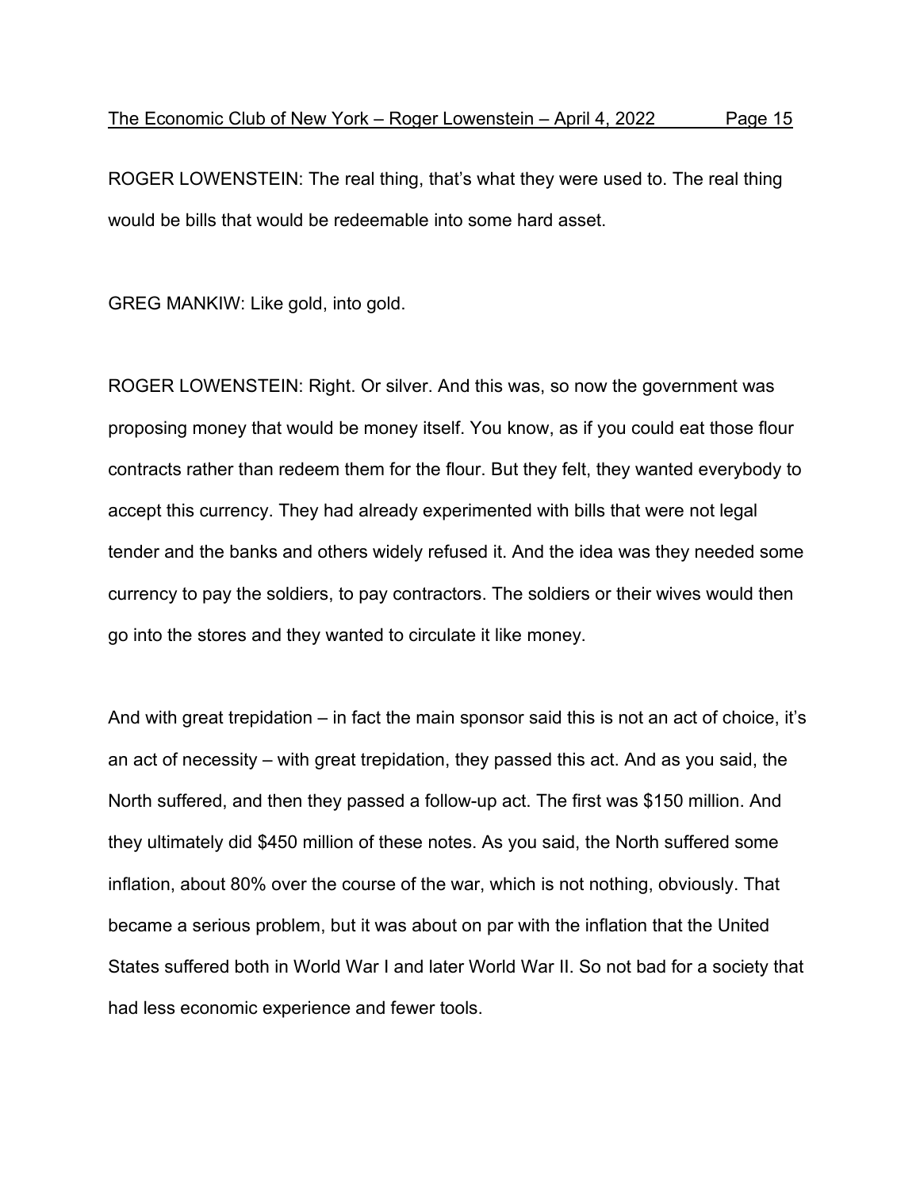ROGER LOWENSTEIN: The real thing, that's what they were used to. The real thing would be bills that would be redeemable into some hard asset.

GREG MANKIW: Like gold, into gold.

ROGER LOWENSTEIN: Right. Or silver. And this was, so now the government was proposing money that would be money itself. You know, as if you could eat those flour contracts rather than redeem them for the flour. But they felt, they wanted everybody to accept this currency. They had already experimented with bills that were not legal tender and the banks and others widely refused it. And the idea was they needed some currency to pay the soldiers, to pay contractors. The soldiers or their wives would then go into the stores and they wanted to circulate it like money.

And with great trepidation – in fact the main sponsor said this is not an act of choice, it's an act of necessity – with great trepidation, they passed this act. And as you said, the North suffered, and then they passed a follow-up act. The first was $150 million. And they ultimately did $450 million of these notes. As you said, the North suffered some inflation, about 80% over the course of the war, which is not nothing, obviously. That became a serious problem, but it was about on par with the inflation that the United States suffered both in World War I and later World War II. So not bad for a society that had less economic experience and fewer tools.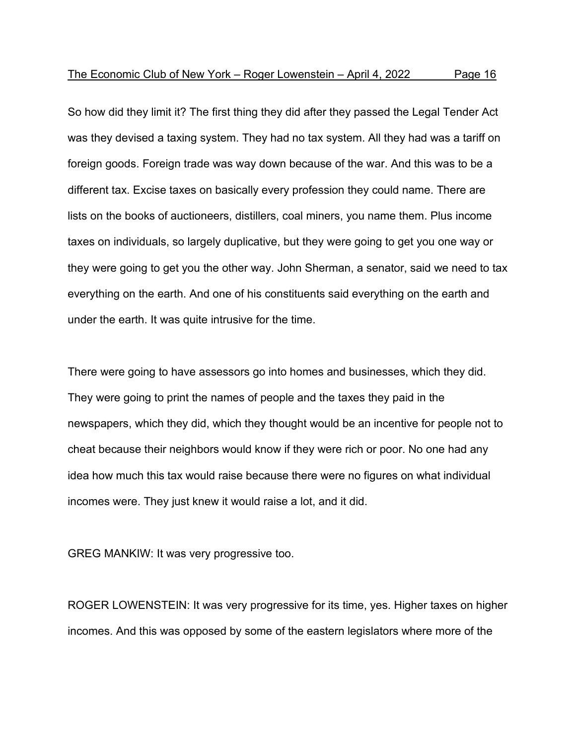So how did they limit it? The first thing they did after they passed the Legal Tender Act was they devised a taxing system. They had no tax system. All they had was a tariff on foreign goods. Foreign trade was way down because of the war. And this was to be a different tax. Excise taxes on basically every profession they could name. There are lists on the books of auctioneers, distillers, coal miners, you name them. Plus income taxes on individuals, so largely duplicative, but they were going to get you one way or they were going to get you the other way. John Sherman, a senator, said we need to tax everything on the earth. And one of his constituents said everything on the earth and under the earth. It was quite intrusive for the time.

There were going to have assessors go into homes and businesses, which they did. They were going to print the names of people and the taxes they paid in the newspapers, which they did, which they thought would be an incentive for people not to cheat because their neighbors would know if they were rich or poor. No one had any idea how much this tax would raise because there were no figures on what individual incomes were. They just knew it would raise a lot, and it did.

GREG MANKIW: It was very progressive too.

ROGER LOWENSTEIN: It was very progressive for its time, yes. Higher taxes on higher incomes. And this was opposed by some of the eastern legislators where more of the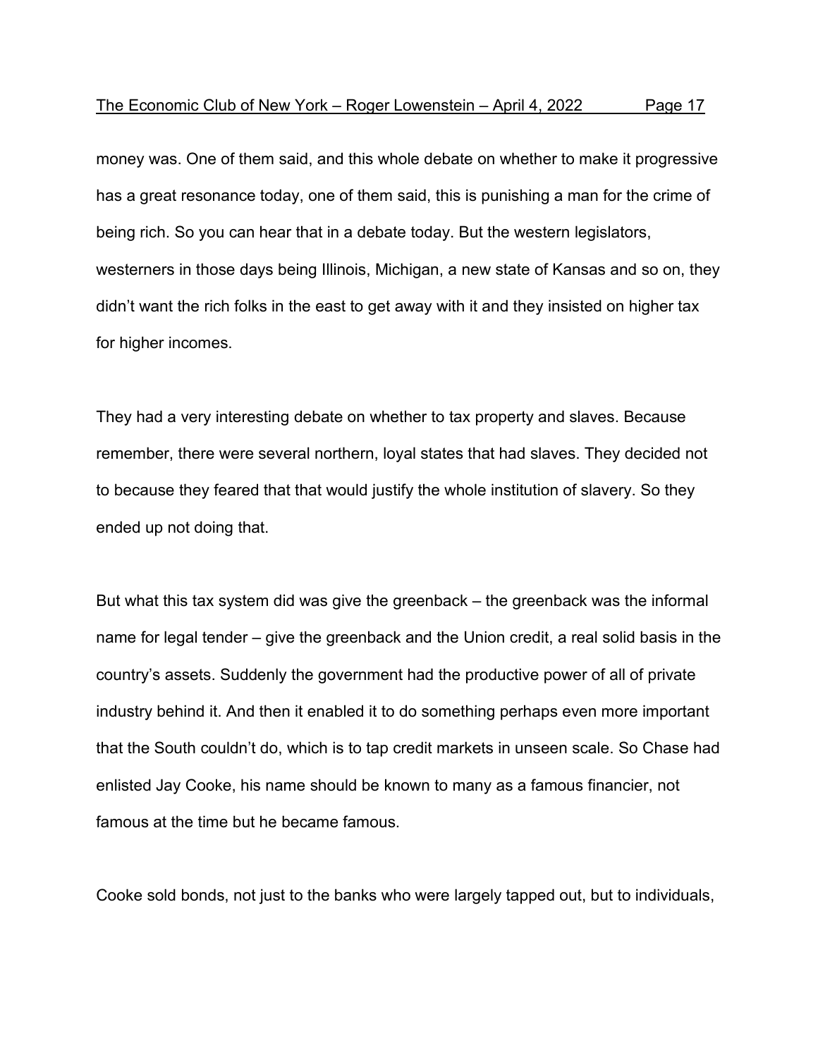money was. One of them said, and this whole debate on whether to make it progressive has a great resonance today, one of them said, this is punishing a man for the crime of being rich. So you can hear that in a debate today. But the western legislators, westerners in those days being Illinois, Michigan, a new state of Kansas and so on, they didn't want the rich folks in the east to get away with it and they insisted on higher tax for higher incomes.

They had a very interesting debate on whether to tax property and slaves. Because remember, there were several northern, loyal states that had slaves. They decided not to because they feared that that would justify the whole institution of slavery. So they ended up not doing that.

But what this tax system did was give the greenback – the greenback was the informal name for legal tender – give the greenback and the Union credit, a real solid basis in the country's assets. Suddenly the government had the productive power of all of private industry behind it. And then it enabled it to do something perhaps even more important that the South couldn't do, which is to tap credit markets in unseen scale. So Chase had enlisted Jay Cooke, his name should be known to many as a famous financier, not famous at the time but he became famous.

Cooke sold bonds, not just to the banks who were largely tapped out, but to individuals,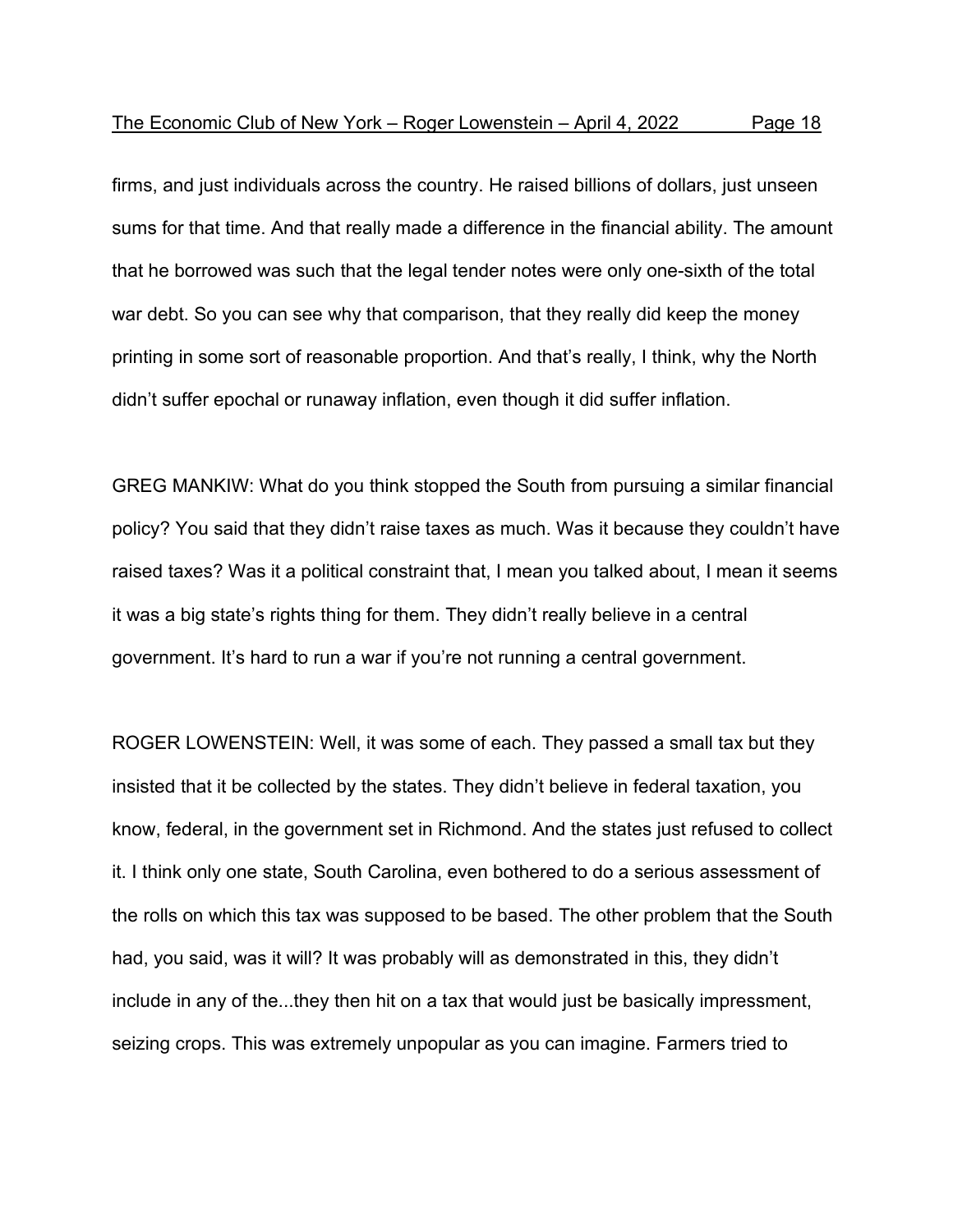firms, and just individuals across the country. He raised billions of dollars, just unseen sums for that time. And that really made a difference in the financial ability. The amount that he borrowed was such that the legal tender notes were only one-sixth of the total war debt. So you can see why that comparison, that they really did keep the money printing in some sort of reasonable proportion. And that's really, I think, why the North didn't suffer epochal or runaway inflation, even though it did suffer inflation.

GREG MANKIW: What do you think stopped the South from pursuing a similar financial policy? You said that they didn't raise taxes as much. Was it because they couldn't have raised taxes? Was it a political constraint that, I mean you talked about, I mean it seems it was a big state's rights thing for them. They didn't really believe in a central government. It's hard to run a war if you're not running a central government.

ROGER LOWENSTEIN: Well, it was some of each. They passed a small tax but they insisted that it be collected by the states. They didn't believe in federal taxation, you know, federal, in the government set in Richmond. And the states just refused to collect it. I think only one state, South Carolina, even bothered to do a serious assessment of the rolls on which this tax was supposed to be based. The other problem that the South had, you said, was it will? It was probably will as demonstrated in this, they didn't include in any of the...they then hit on a tax that would just be basically impressment, seizing crops. This was extremely unpopular as you can imagine. Farmers tried to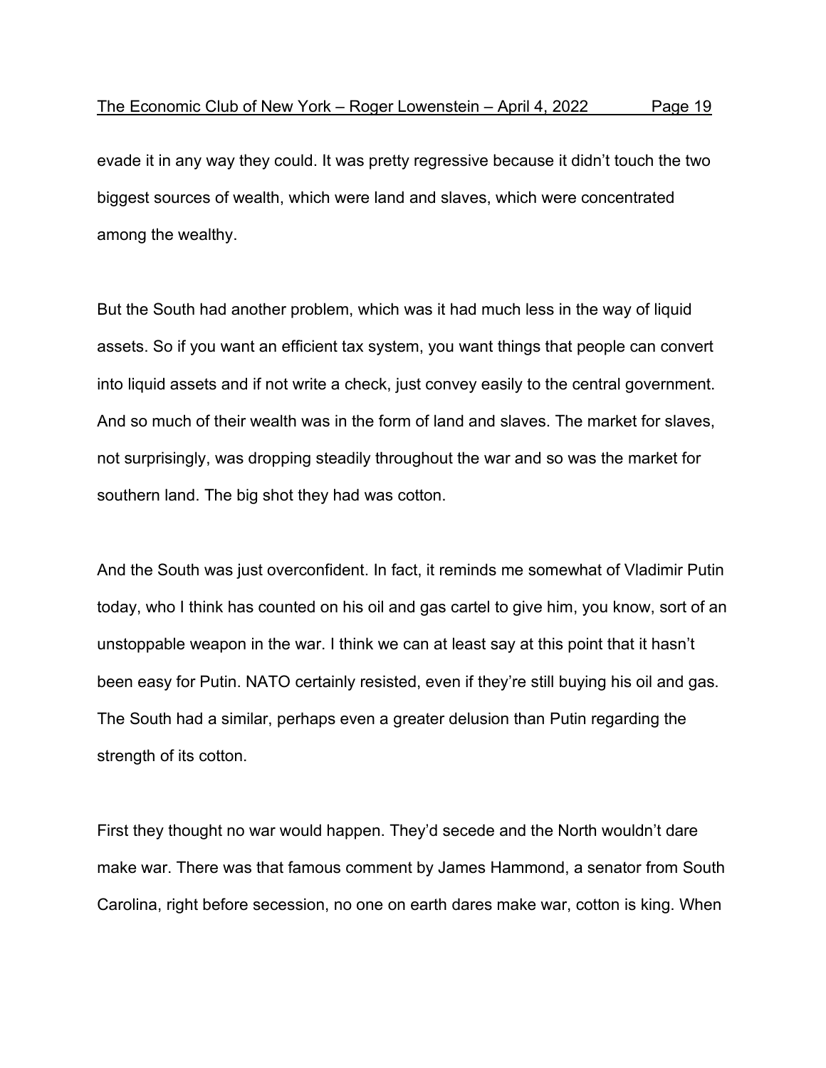evade it in any way they could. It was pretty regressive because it didn't touch the two biggest sources of wealth, which were land and slaves, which were concentrated among the wealthy.

But the South had another problem, which was it had much less in the way of liquid assets. So if you want an efficient tax system, you want things that people can convert into liquid assets and if not write a check, just convey easily to the central government. And so much of their wealth was in the form of land and slaves. The market for slaves, not surprisingly, was dropping steadily throughout the war and so was the market for southern land. The big shot they had was cotton.

And the South was just overconfident. In fact, it reminds me somewhat of Vladimir Putin today, who I think has counted on his oil and gas cartel to give him, you know, sort of an unstoppable weapon in the war. I think we can at least say at this point that it hasn't been easy for Putin. NATO certainly resisted, even if they're still buying his oil and gas. The South had a similar, perhaps even a greater delusion than Putin regarding the strength of its cotton.

First they thought no war would happen. They'd secede and the North wouldn't dare make war. There was that famous comment by James Hammond, a senator from South Carolina, right before secession, no one on earth dares make war, cotton is king. When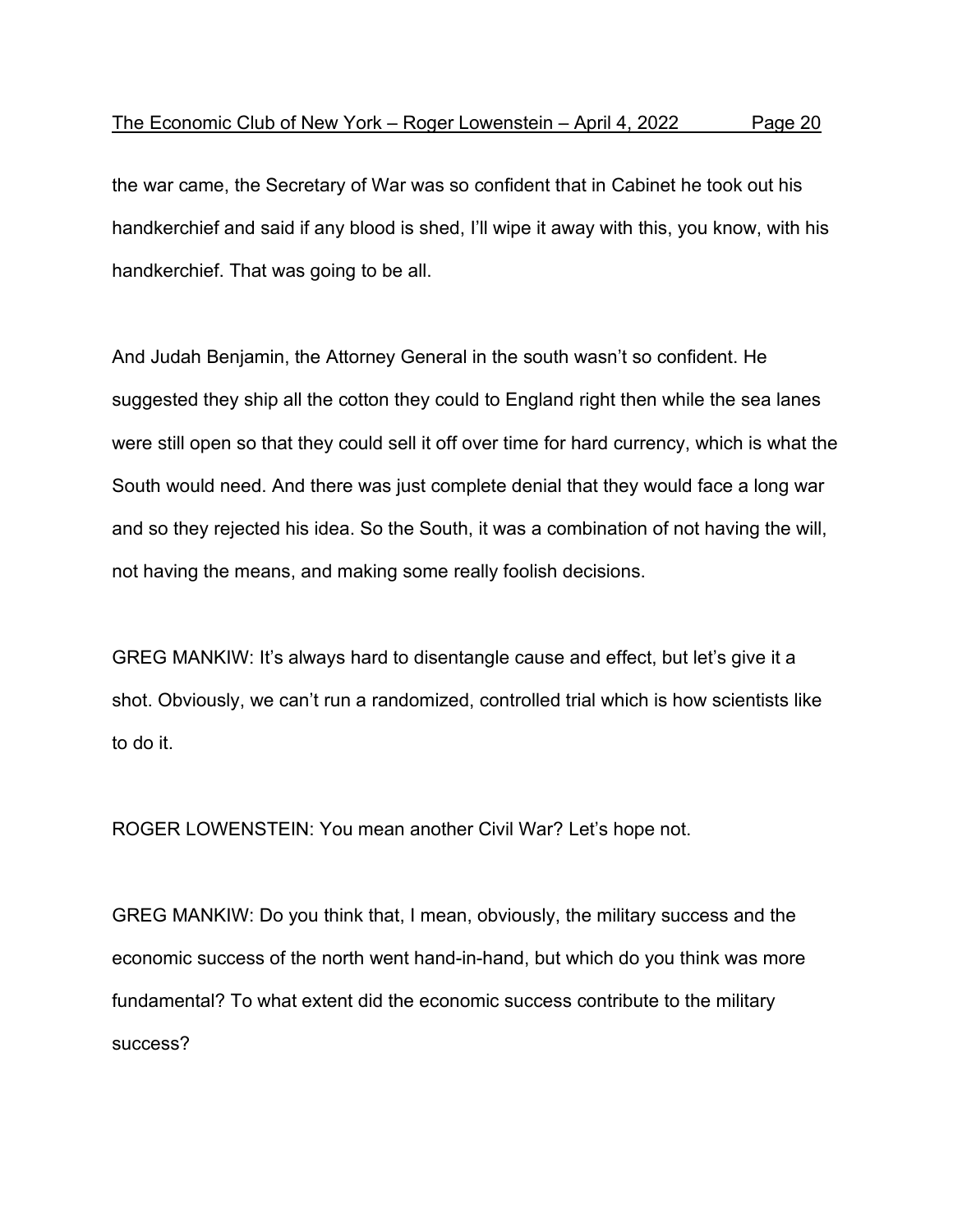the war came, the Secretary of War was so confident that in Cabinet he took out his handkerchief and said if any blood is shed, I'll wipe it away with this, you know, with his handkerchief. That was going to be all.

And Judah Benjamin, the Attorney General in the south wasn't so confident. He suggested they ship all the cotton they could to England right then while the sea lanes were still open so that they could sell it off over time for hard currency, which is what the South would need. And there was just complete denial that they would face a long war and so they rejected his idea. So the South, it was a combination of not having the will, not having the means, and making some really foolish decisions.

GREG MANKIW: It's always hard to disentangle cause and effect, but let's give it a shot. Obviously, we can't run a randomized, controlled trial which is how scientists like to do it.

ROGER LOWENSTEIN: You mean another Civil War? Let's hope not.

GREG MANKIW: Do you think that, I mean, obviously, the military success and the economic success of the north went hand-in-hand, but which do you think was more fundamental? To what extent did the economic success contribute to the military success?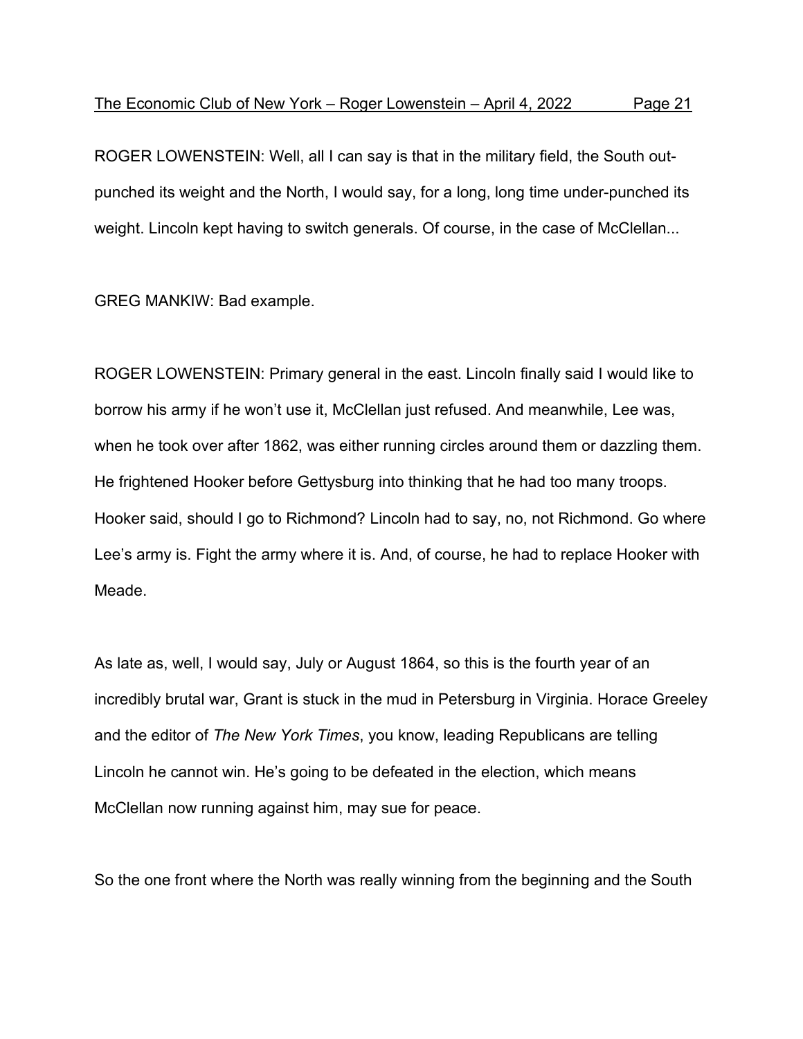ROGER LOWENSTEIN: Well, all I can say is that in the military field, the South out-punched its weight and the North, I would say, for a long, long time under-punched its weight. Lincoln kept having to switch generals. Of course, in the case of McClellan...

GREG MANKIW: Bad example.

ROGER LOWENSTEIN: Primary general in the east. Lincoln finally said I would like to borrow his army if he won't use it, McClellan just refused. And meanwhile, Lee was, when he took over after 1862, was either running circles around them or dazzling them. He frightened Hooker before Gettysburg into thinking that he had too many troops. Hooker said, should I go to Richmond? Lincoln had to say, no, not Richmond. Go where Lee's army is. Fight the army where it is. And, of course, he had to replace Hooker with Meade.

As late as, well, I would say, July or August 1864, so this is the fourth year of an incredibly brutal war, Grant is stuck in the mud in Petersburg in Virginia. Horace Greeley and the editor of *The New York Times*, you know, leading Republicans are telling Lincoln he cannot win. He's going to be defeated in the election, which means McClellan now running against him, may sue for peace.

So the one front where the North was really winning from the beginning and the South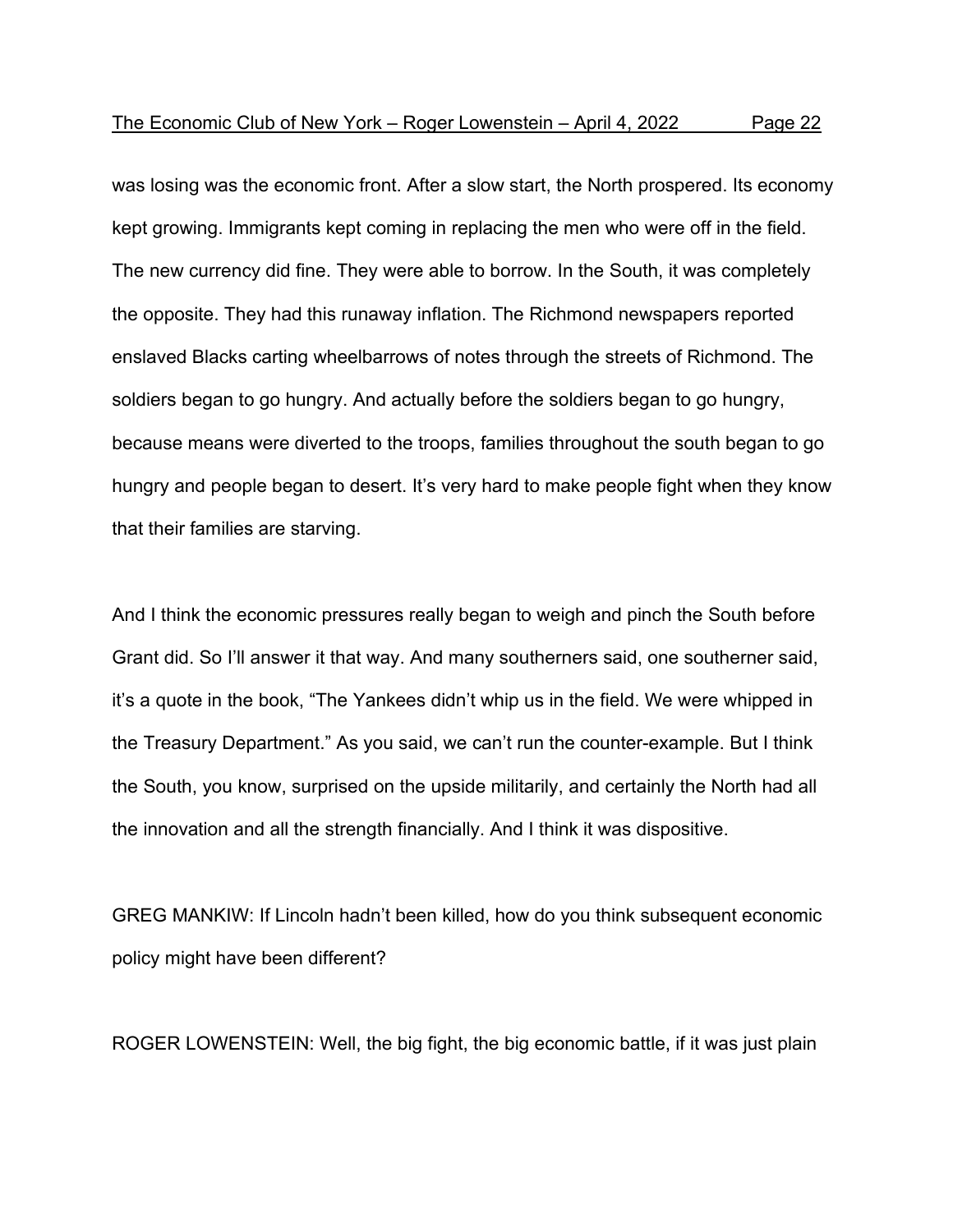was losing was the economic front. After a slow start, the North prospered. Its economy kept growing. Immigrants kept coming in replacing the men who were off in the field. The new currency did fine. They were able to borrow. In the South, it was completely the opposite. They had this runaway inflation. The Richmond newspapers reported enslaved Blacks carting wheelbarrows of notes through the streets of Richmond. The soldiers began to go hungry. And actually before the soldiers began to go hungry, because means were diverted to the troops, families throughout the south began to go hungry and people began to desert. It's very hard to make people fight when they know that their families are starving.

And I think the economic pressures really began to weigh and pinch the South before Grant did. So I'll answer it that way. And many southerners said, one southerner said, it's a quote in the book, "The Yankees didn't whip us in the field. We were whipped in the Treasury Department." As you said, we can't run the counter-example. But I think the South, you know, surprised on the upside militarily, and certainly the North had all the innovation and all the strength financially. And I think it was dispositive.

GREG MANKIW: If Lincoln hadn't been killed, how do you think subsequent economic policy might have been different?

ROGER LOWENSTEIN: Well, the big fight, the big economic battle, if it was just plain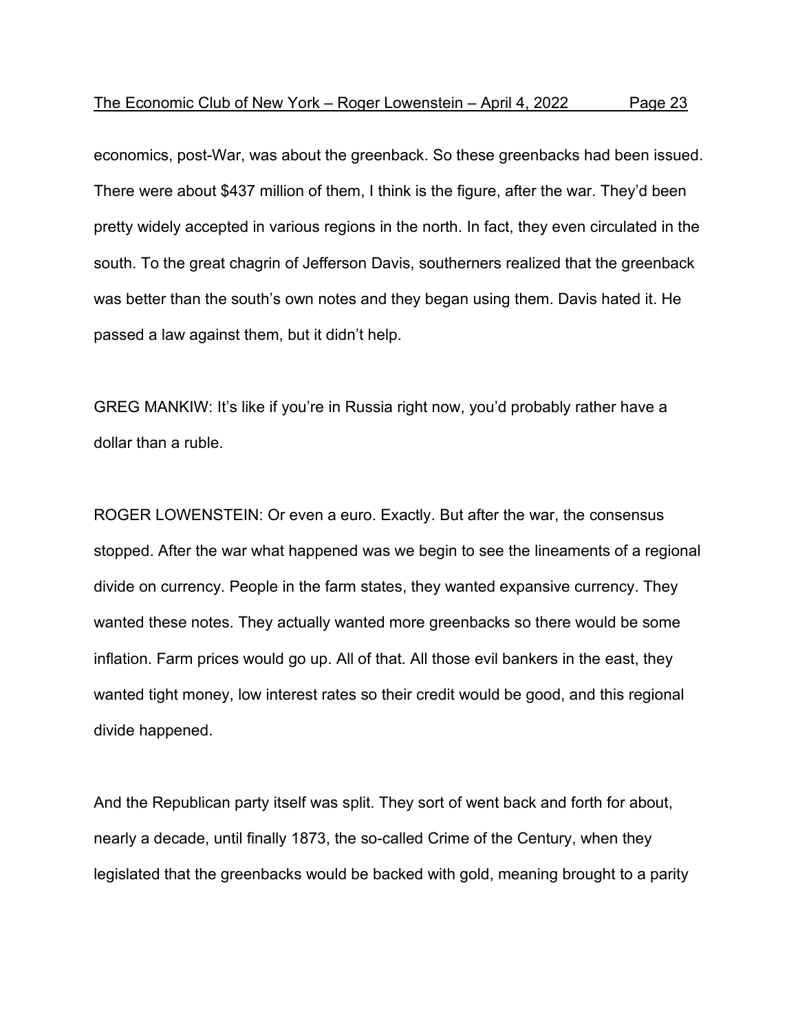economics, post-War, was about the greenback. So these greenbacks had been issued. There were about $437 million of them, I think is the figure, after the war. They'd been pretty widely accepted in various regions in the north. In fact, they even circulated in the south. To the great chagrin of Jefferson Davis, southerners realized that the greenback was better than the south's own notes and they began using them. Davis hated it. He passed a law against them, but it didn't help.

GREG MANKIW: It's like if you're in Russia right now, you'd probably rather have a dollar than a ruble.

ROGER LOWENSTEIN: Or even a euro. Exactly. But after the war, the consensus stopped. After the war what happened was we begin to see the lineaments of a regional divide on currency. People in the farm states, they wanted expansive currency. They wanted these notes. They actually wanted more greenbacks so there would be some inflation. Farm prices would go up. All of that. All those evil bankers in the east, they wanted tight money, low interest rates so their credit would be good, and this regional divide happened.

And the Republican party itself was split. They sort of went back and forth for about, nearly a decade, until finally 1873, the so-called Crime of the Century, when they legislated that the greenbacks would be backed with gold, meaning brought to a parity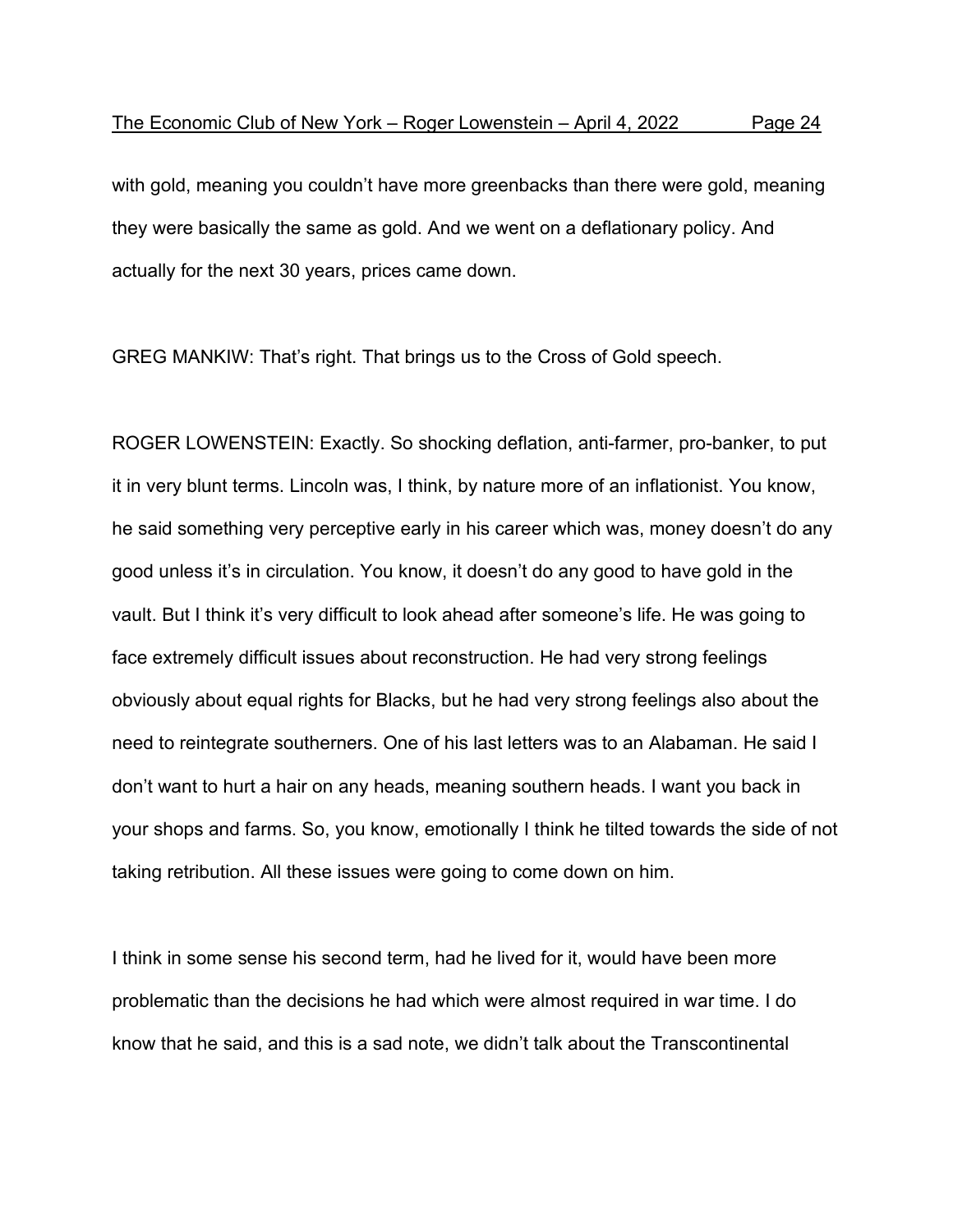with gold, meaning you couldn't have more greenbacks than there were gold, meaning they were basically the same as gold. And we went on a deflationary policy. And actually for the next 30 years, prices came down.

GREG MANKIW: That's right. That brings us to the Cross of Gold speech.

ROGER LOWENSTEIN: Exactly. So shocking deflation, anti-farmer, pro-banker, to put it in very blunt terms. Lincoln was, I think, by nature more of an inflationist. You know, he said something very perceptive early in his career which was, money doesn't do any good unless it's in circulation. You know, it doesn't do any good to have gold in the vault. But I think it's very difficult to look ahead after someone's life. He was going to face extremely difficult issues about reconstruction. He had very strong feelings obviously about equal rights for Blacks, but he had very strong feelings also about the need to reintegrate southerners. One of his last letters was to an Alabaman. He said I don't want to hurt a hair on any heads, meaning southern heads. I want you back in your shops and farms. So, you know, emotionally I think he tilted towards the side of not taking retribution. All these issues were going to come down on him.

I think in some sense his second term, had he lived for it, would have been more problematic than the decisions he had which were almost required in war time. I do know that he said, and this is a sad note, we didn't talk about the Transcontinental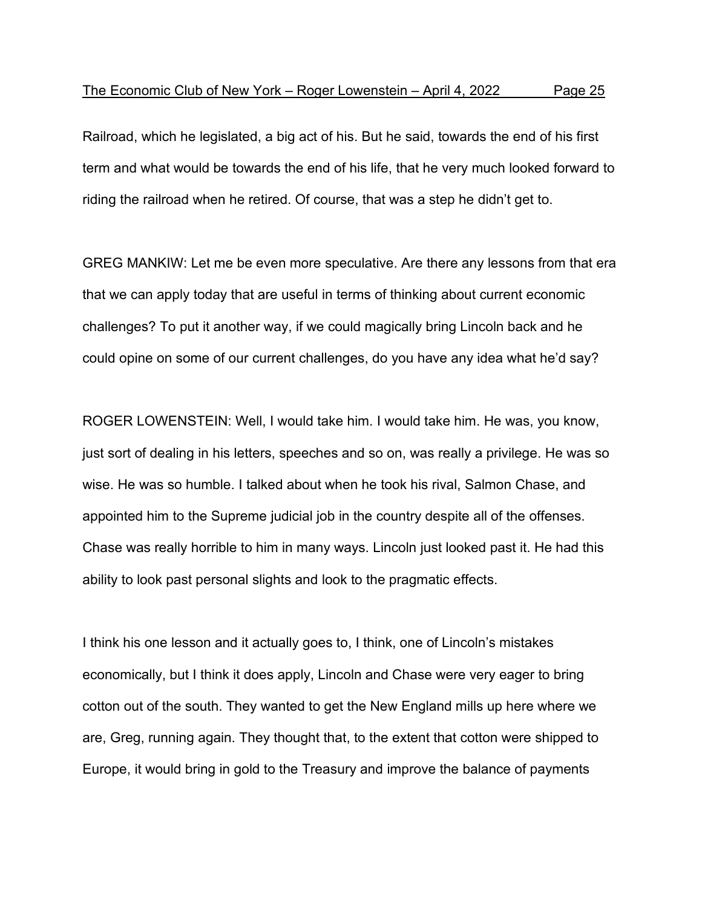Railroad, which he legislated, a big act of his. But he said, towards the end of his first term and what would be towards the end of his life, that he very much looked forward to riding the railroad when he retired. Of course, that was a step he didn't get to.

GREG MANKIW: Let me be even more speculative. Are there any lessons from that era that we can apply today that are useful in terms of thinking about current economic challenges? To put it another way, if we could magically bring Lincoln back and he could opine on some of our current challenges, do you have any idea what he'd say?

ROGER LOWENSTEIN: Well, I would take him. I would take him. He was, you know, just sort of dealing in his letters, speeches and so on, was really a privilege. He was so wise. He was so humble. I talked about when he took his rival, Salmon Chase, and appointed him to the Supreme judicial job in the country despite all of the offenses. Chase was really horrible to him in many ways. Lincoln just looked past it. He had this ability to look past personal slights and look to the pragmatic effects.

I think his one lesson and it actually goes to, I think, one of Lincoln's mistakes economically, but I think it does apply, Lincoln and Chase were very eager to bring cotton out of the south. They wanted to get the New England mills up here where we are, Greg, running again. They thought that, to the extent that cotton were shipped to Europe, it would bring in gold to the Treasury and improve the balance of payments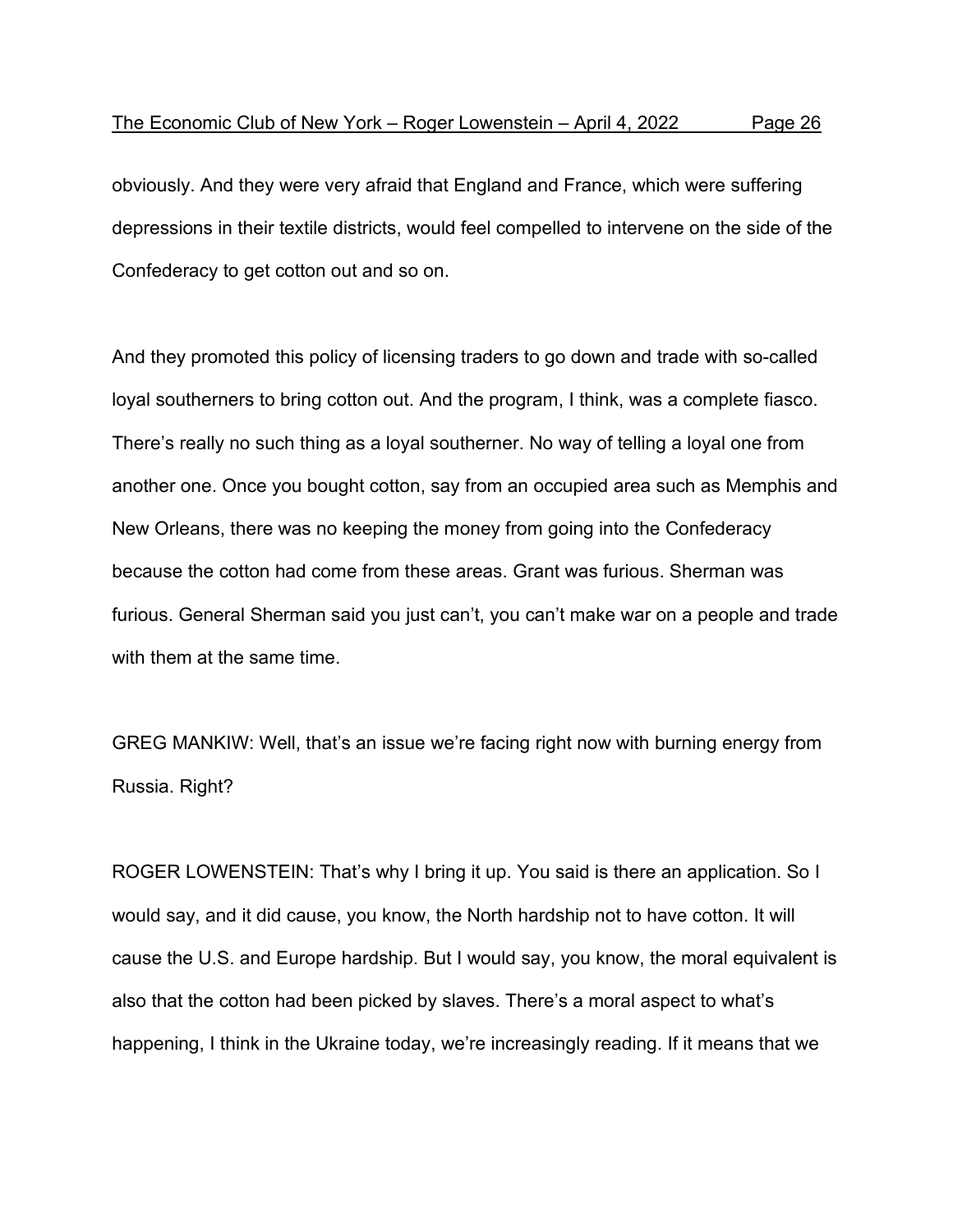obviously. And they were very afraid that England and France, which were suffering depressions in their textile districts, would feel compelled to intervene on the side of the Confederacy to get cotton out and so on.

And they promoted this policy of licensing traders to go down and trade with so-called loyal southerners to bring cotton out. And the program, I think, was a complete fiasco. There's really no such thing as a loyal southerner. No way of telling a loyal one from another one. Once you bought cotton, say from an occupied area such as Memphis and New Orleans, there was no keeping the money from going into the Confederacy because the cotton had come from these areas. Grant was furious. Sherman was furious. General Sherman said you just can't, you can't make war on a people and trade with them at the same time.

GREG MANKIW: Well, that's an issue we're facing right now with burning energy from Russia. Right?

ROGER LOWENSTEIN: That's why I bring it up. You said is there an application. So I would say, and it did cause, you know, the North hardship not to have cotton. It will cause the U.S. and Europe hardship. But I would say, you know, the moral equivalent is also that the cotton had been picked by slaves. There's a moral aspect to what's happening, I think in the Ukraine today, we're increasingly reading. If it means that we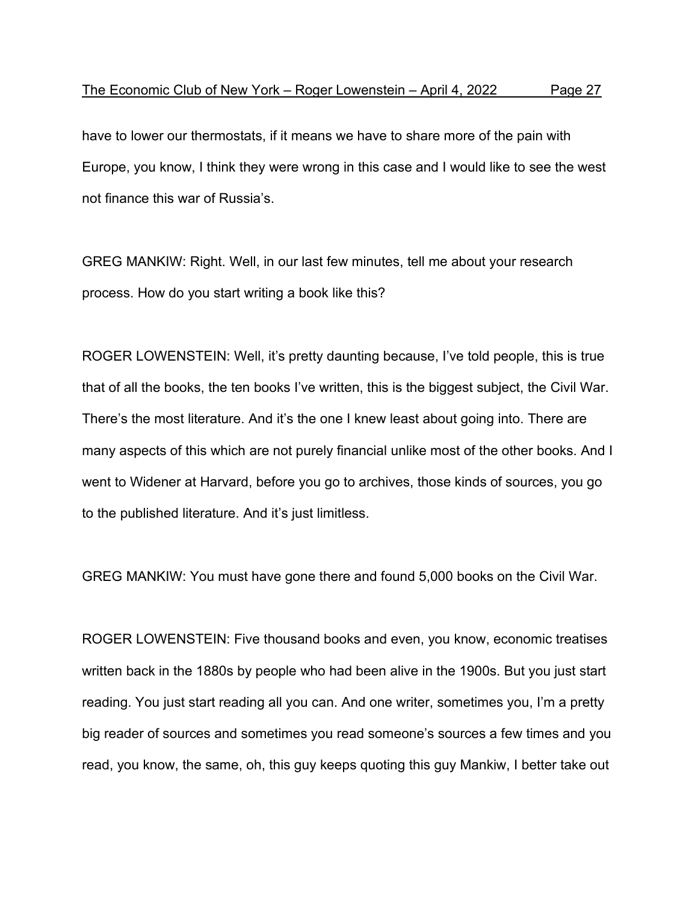have to lower our thermostats, if it means we have to share more of the pain with Europe, you know, I think they were wrong in this case and I would like to see the west not finance this war of Russia's.

GREG MANKIW: Right. Well, in our last few minutes, tell me about your research process. How do you start writing a book like this?

ROGER LOWENSTEIN: Well, it's pretty daunting because, I've told people, this is true that of all the books, the ten books I've written, this is the biggest subject, the Civil War. There's the most literature. And it's the one I knew least about going into. There are many aspects of this which are not purely financial unlike most of the other books. And I went to Widener at Harvard, before you go to archives, those kinds of sources, you go to the published literature. And it's just limitless.

GREG MANKIW: You must have gone there and found 5,000 books on the Civil War.

ROGER LOWENSTEIN: Five thousand books and even, you know, economic treatises written back in the 1880s by people who had been alive in the 1900s. But you just start reading. You just start reading all you can. And one writer, sometimes you, I'm a pretty big reader of sources and sometimes you read someone's sources a few times and you read, you know, the same, oh, this guy keeps quoting this guy Mankiw, I better take out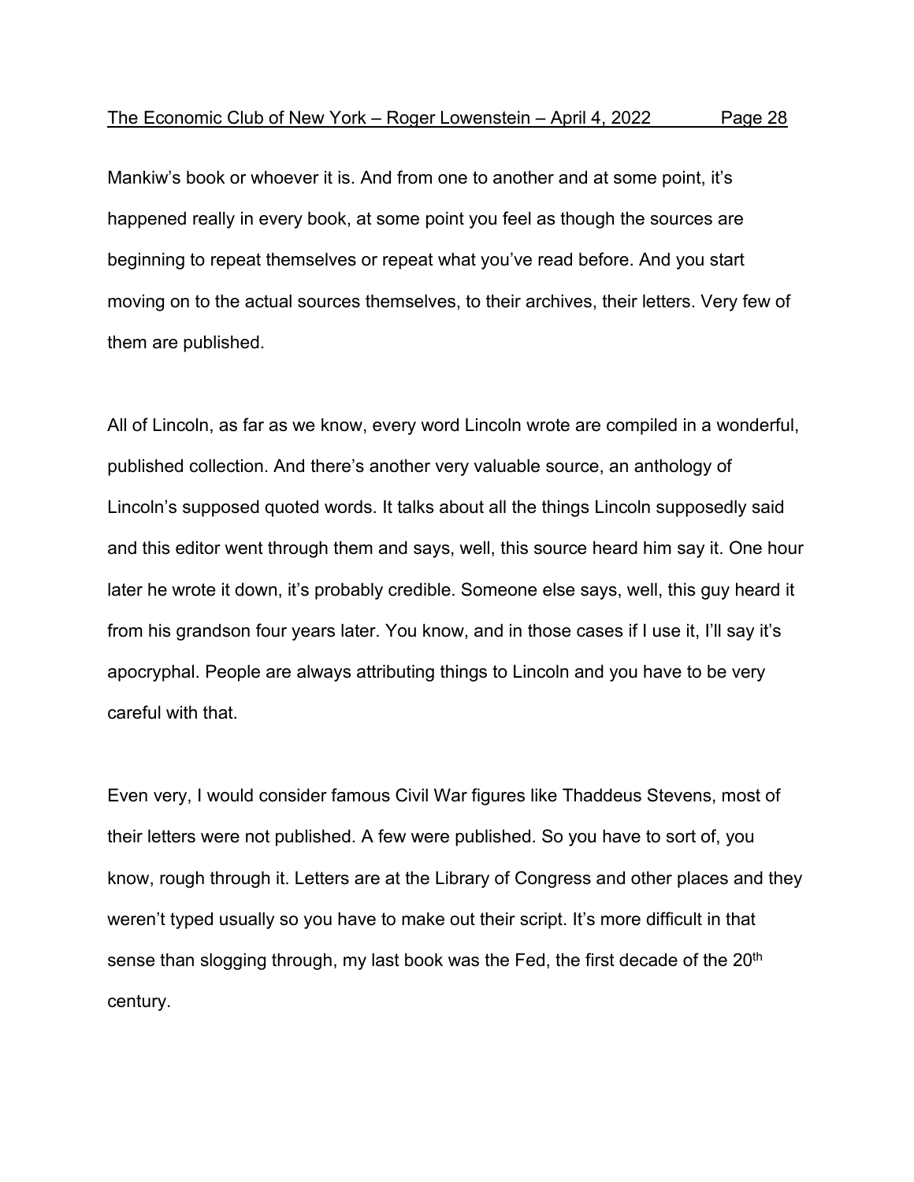Mankiw's book or whoever it is. And from one to another and at some point, it's happened really in every book, at some point you feel as though the sources are beginning to repeat themselves or repeat what you've read before. And you start moving on to the actual sources themselves, to their archives, their letters. Very few of them are published.

All of Lincoln, as far as we know, every word Lincoln wrote are compiled in a wonderful, published collection. And there's another very valuable source, an anthology of Lincoln's supposed quoted words. It talks about all the things Lincoln supposedly said and this editor went through them and says, well, this source heard him say it. One hour later he wrote it down, it's probably credible. Someone else says, well, this guy heard it from his grandson four years later. You know, and in those cases if I use it, I'll say it's apocryphal. People are always attributing things to Lincoln and you have to be very careful with that.

Even very, I would consider famous Civil War figures like Thaddeus Stevens, most of their letters were not published. A few were published. So you have to sort of, you know, rough through it. Letters are at the Library of Congress and other places and they weren't typed usually so you have to make out their script. It's more difficult in that sense than slogging through, my last book was the Fed, the first decade of the 20th century.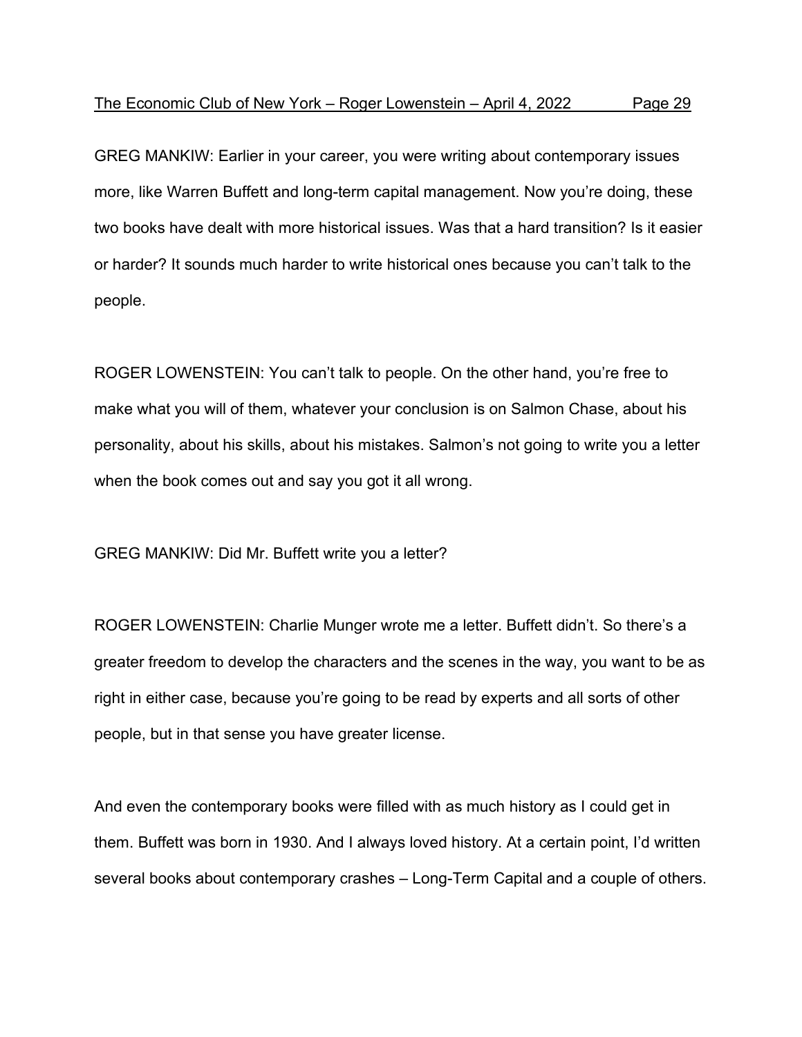GREG MANKIW: Earlier in your career, you were writing about contemporary issues more, like Warren Buffett and long-term capital management. Now you're doing, these two books have dealt with more historical issues. Was that a hard transition? Is it easier or harder? It sounds much harder to write historical ones because you can't talk to the people.

ROGER LOWENSTEIN: You can't talk to people. On the other hand, you're free to make what you will of them, whatever your conclusion is on Salmon Chase, about his personality, about his skills, about his mistakes. Salmon's not going to write you a letter when the book comes out and say you got it all wrong.

GREG MANKIW: Did Mr. Buffett write you a letter?

ROGER LOWENSTEIN: Charlie Munger wrote me a letter. Buffett didn't. So there's a greater freedom to develop the characters and the scenes in the way, you want to be as right in either case, because you're going to be read by experts and all sorts of other people, but in that sense you have greater license.

And even the contemporary books were filled with as much history as I could get in them. Buffett was born in 1930. And I always loved history. At a certain point, I'd written several books about contemporary crashes – Long-Term Capital and a couple of others.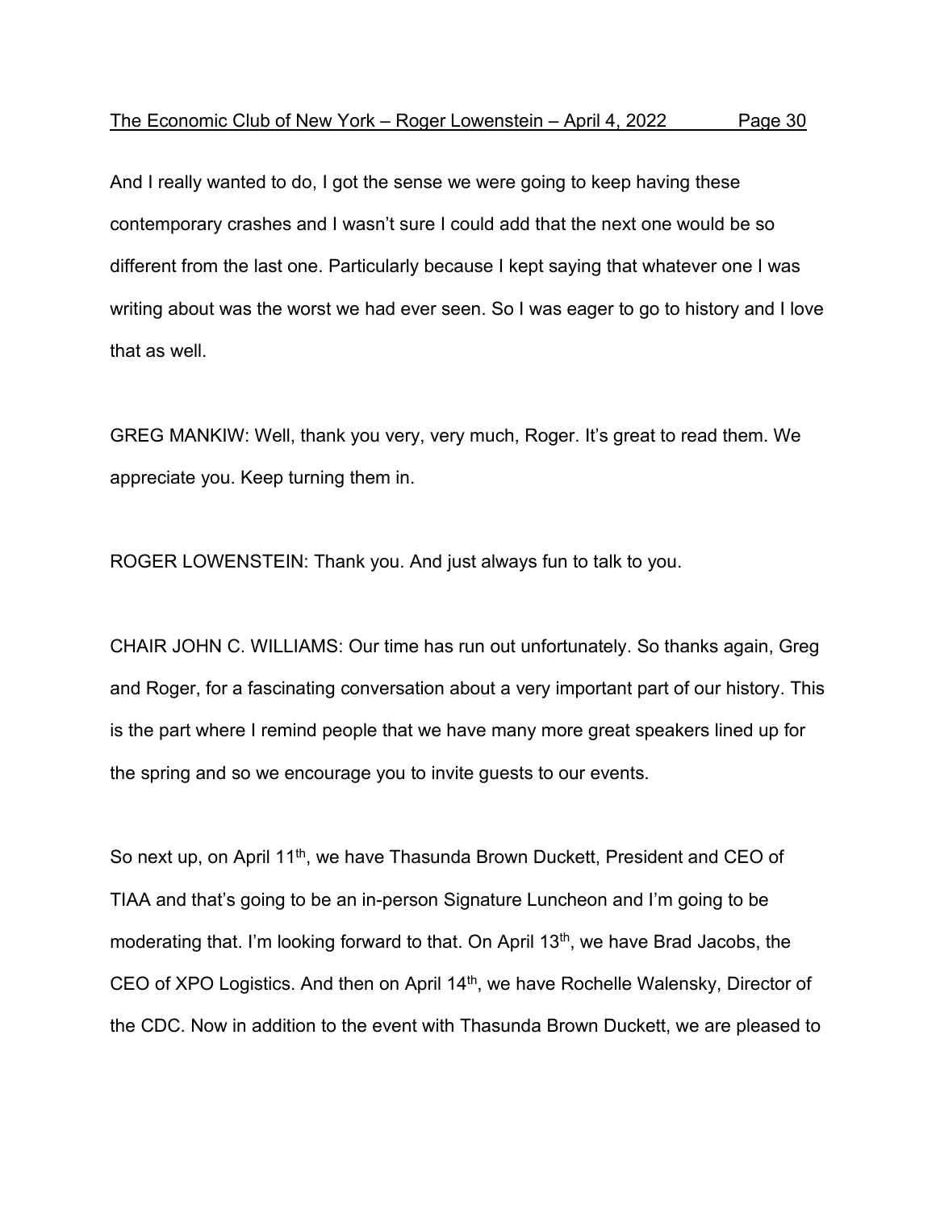And I really wanted to do, I got the sense we were going to keep having these contemporary crashes and I wasn't sure I could add that the next one would be so different from the last one. Particularly because I kept saying that whatever one I was writing about was the worst we had ever seen. So I was eager to go to history and I love that as well.

GREG MANKIW: Well, thank you very, very much, Roger. It's great to read them. We appreciate you. Keep turning them in.

ROGER LOWENSTEIN: Thank you. And just always fun to talk to you.

CHAIR JOHN C. WILLIAMS: Our time has run out unfortunately. So thanks again, Greg and Roger, for a fascinating conversation about a very important part of our history. This is the part where I remind people that we have many more great speakers lined up for the spring and so we encourage you to invite guests to our events.

So next up, on April 11th, we have Thasunda Brown Duckett, President and CEO of TIAA and that's going to be an in-person Signature Luncheon and I'm going to be moderating that. I'm looking forward to that. On April 13th, we have Brad Jacobs, the CEO of XPO Logistics. And then on April 14th, we have Rochelle Walensky, Director of the CDC. Now in addition to the event with Thasunda Brown Duckett, we are pleased to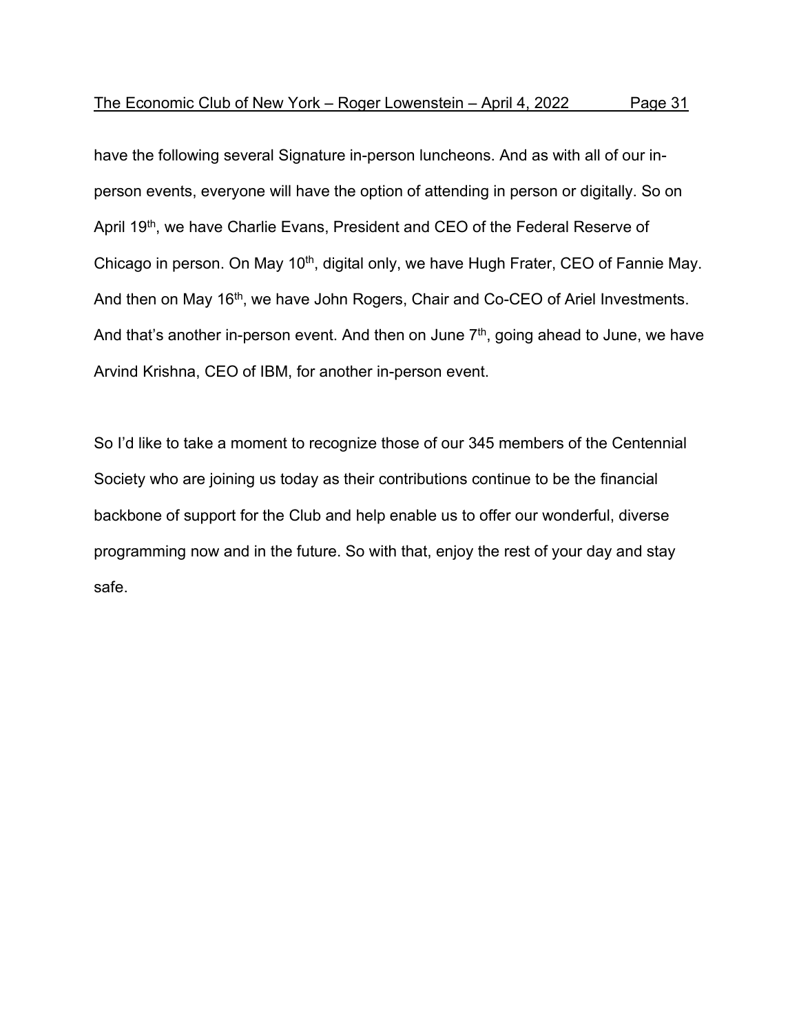have the following several Signature in-person luncheons. And as with all of our in-person events, everyone will have the option of attending in person or digitally. So on April 19th, we have Charlie Evans, President and CEO of the Federal Reserve of Chicago in person. On May 10th, digital only, we have Hugh Frater, CEO of Fannie May. And then on May 16th, we have John Rogers, Chair and Co-CEO of Ariel Investments. And that's another in-person event. And then on June 7th, going ahead to June, we have Arvind Krishna, CEO of IBM, for another in-person event.

So I'd like to take a moment to recognize those of our 345 members of the Centennial Society who are joining us today as their contributions continue to be the financial backbone of support for the Club and help enable us to offer our wonderful, diverse programming now and in the future. So with that, enjoy the rest of your day and stay safe.